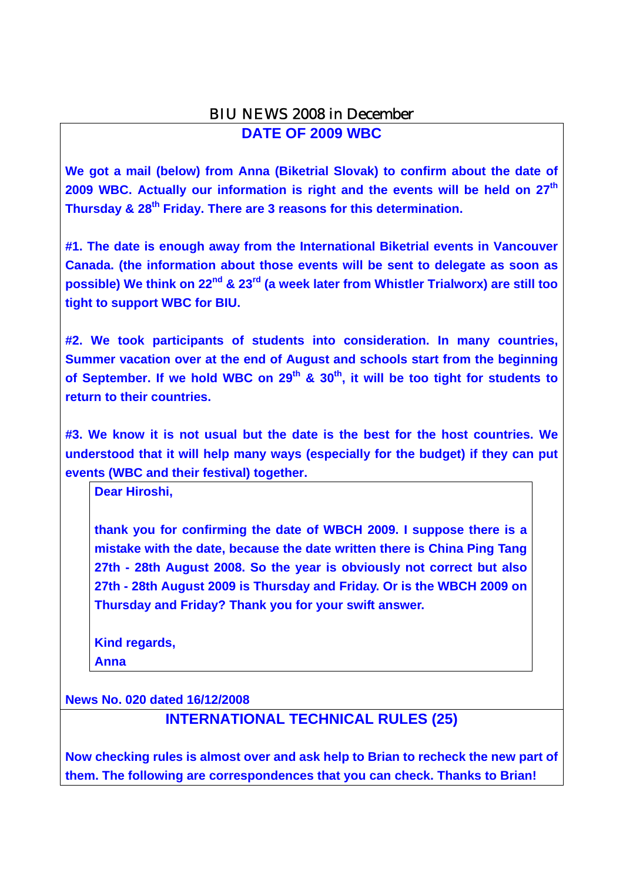# BIU NEWS 2008 in December

## DATE OF 2009 WBC

**We got a mail (below) from Anna (Biketrial Slovak) to confirm about the date of 2009 WBC. Actually our information is right and the events will be held on 27th Thursday & 28th Friday. There are 3 reasons for this determination.**

**#1. The date is enough away from the International Biketrial events in Vancouver Canada. (the information about those events will be sent to delegate as soon as possible) We think on 22nd & 23rd (a week later from Whistler Trialworx) are still too tight to support WBC for BIU.**

**#2. We took participants of students into consideration. In many countries, Summer vacation over at the end of August and schools start from the beginning of September. If we hold WBC on 29th & 30th, it will be too tight for students to return to their countries.**

**#3. We know it is not usual but the date is the best for the host countries. We understood that it will help many ways (especially for the budget) if they can put events (WBC and their festival) together.**

> **Dear Hiroshi,**
>
> **thank you for confirming the date of WBCH 2009. I suppose there is a mistake with the date, because the date written there is China Ping Tang 27th - 28th August 2008. So the year is obviously not correct but also 27th - 28th August 2009 is Thursday and Friday. Or is the WBCH 2009 on Thursday and Friday? Thank you for your swift answer.**
>
> **Kind regards,**
> **Anna**

**News No. 020 dated 16/12/2008**

## INTERNATIONAL TECHNICAL RULES (25)

**Now checking rules is almost over and ask help to Brian to recheck the new part of them. The following are correspondences that you can check. Thanks to Brian!**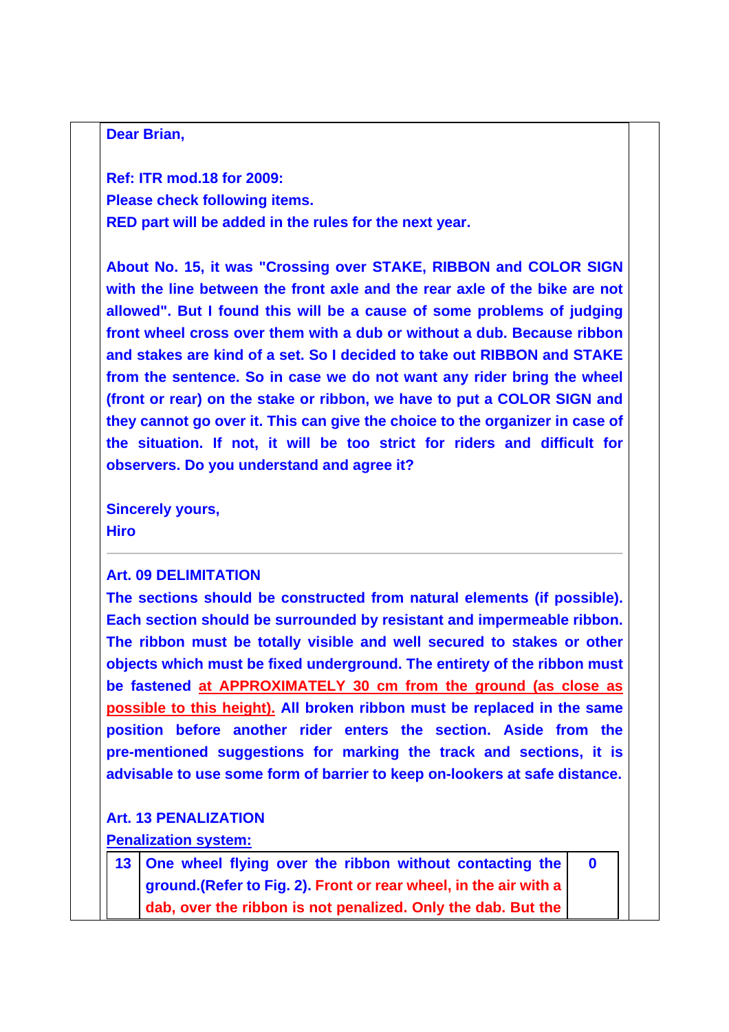**Dear Brian,**

**Ref: ITR mod.18 for 2009:**
**Please check following items.**
**RED part will be added in the rules for the next year.**

**About No. 15, it was "Crossing over STAKE, RIBBON and COLOR SIGN with the line between the front axle and the rear axle of the bike are not allowed". But I found this will be a cause of some problems of judging front wheel cross over them with a dub or without a dub. Because ribbon and stakes are kind of a set. So I decided to take out RIBBON and STAKE from the sentence. So in case we do not want any rider bring the wheel (front or rear) on the stake or ribbon, we have to put a COLOR SIGN and they cannot go over it. This can give the choice to the organizer in case of the situation. If not, it will be too strict for riders and difficult for observers. Do you understand and agree it?**

**Sincerely yours,**
**Hiro**

---

**Art. 09 DELIMITATION**

**The sections should be constructed from natural elements (if possible). Each section should be surrounded by resistant and impermeable ribbon. The ribbon must be totally visible and well secured to stakes or other objects which must be fixed underground. The entirety of the ribbon must be fastened at APPROXIMATELY 30 cm from the ground (as close as possible to this height). All broken ribbon must be replaced in the same position before another rider enters the section. Aside from the pre-mentioned suggestions for marking the track and sections, it is advisable to use some form of barrier to keep on-lookers at safe distance.**

**Art. 13 PENALIZATION**

**Penalization system:**

| | | |
|---|---|---|
| **13** | **One wheel flying over the ribbon without contacting the ground.(Refer to Fig. 2). Front or rear wheel, in the air with a dab, over the ribbon is not penalized. Only the dab. But the** | **0** |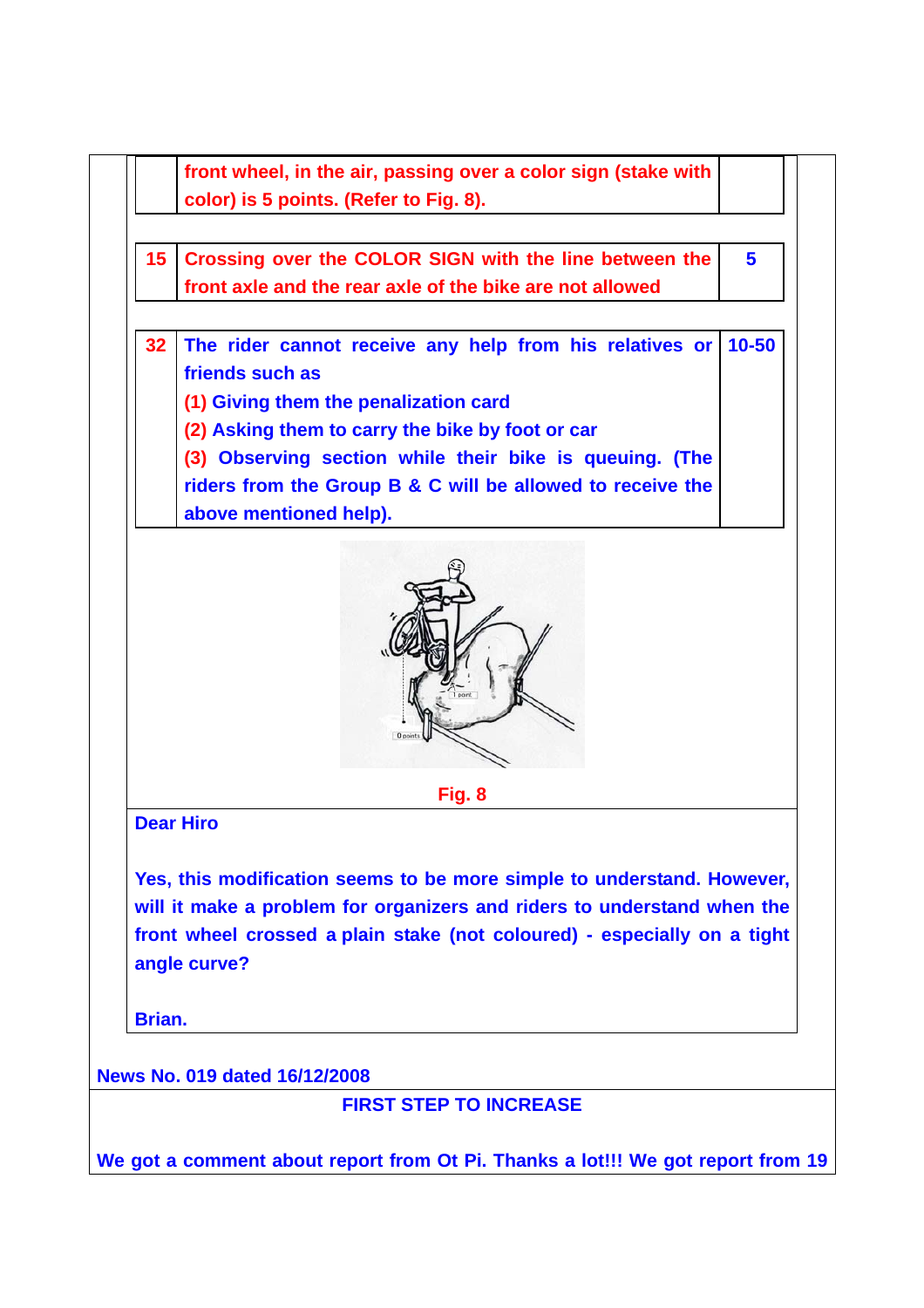| | | |
|---|---|---|
| | front wheel, in the air, passing over a color sign (stake with color) is 5 points. (Refer to Fig. 8). | |

| | | |
|---|---|---|
| 15 | Crossing over the COLOR SIGN with the line between the front axle and the rear axle of the bike are not allowed | 5 |

| | | |
|---|---|---|
| 32 | The rider cannot receive any help from his relatives or friends such as<br>(1) Giving them the penalization card<br>(2) Asking them to carry the bike by foot or car<br>(3) Observing section while their bike is queuing. (The riders from the Group B & C will be allowed to receive the above mentioned help). | 10-50 |

Fig. 8

Dear Hiro

Yes, this modification seems to be more simple to understand. However, will it make a problem for organizers and riders to understand when the front wheel crossed a plain stake (not coloured) - especially on a tight angle curve?

Brian.

**News No. 019 dated 16/12/2008**

**FIRST STEP TO INCREASE**

We got a comment about report from Ot Pi. Thanks a lot!!! We got report from 19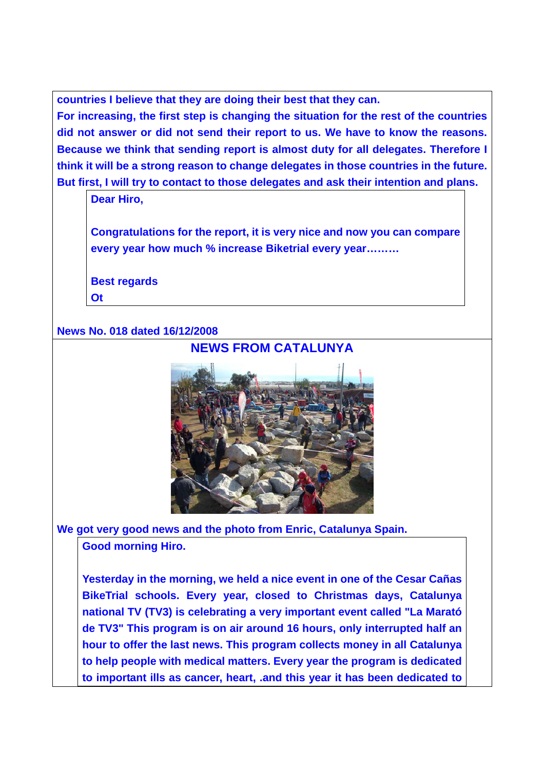**countries I believe that they are doing their best that they can.**
**For increasing, the first step is changing the situation for the rest of the countries did not answer or did not send their report to us. We have to know the reasons. Because we think that sending report is almost duty for all delegates. Therefore I think it will be a strong reason to change delegates in those countries in the future. But first, I will try to contact to those delegates and ask their intention and plans.**

> **Dear Hiro,**
>
> **Congratulations for the report, it is very nice and now you can compare every year how much % increase Biketrial every year………**
>
> **Best regards**
> **Ot**

**News No. 018 dated 16/12/2008**

## NEWS FROM CATALUNYA

**We got very good news and the photo from Enric, Catalunya Spain.**

> **Good morning Hiro.**
>
> **Yesterday in the morning, we held a nice event in one of the Cesar Cañas BikeTrial schools. Every year, closed to Christmas days, Catalunya national TV (TV3) is celebrating a very important event called "La Marató de TV3" This program is on air around 16 hours, only interrupted half an hour to offer the last news. This program collects money in all Catalunya to help people with medical matters. Every year the program is dedicated to important ills as cancer, heart, .and this year it has been dedicated to**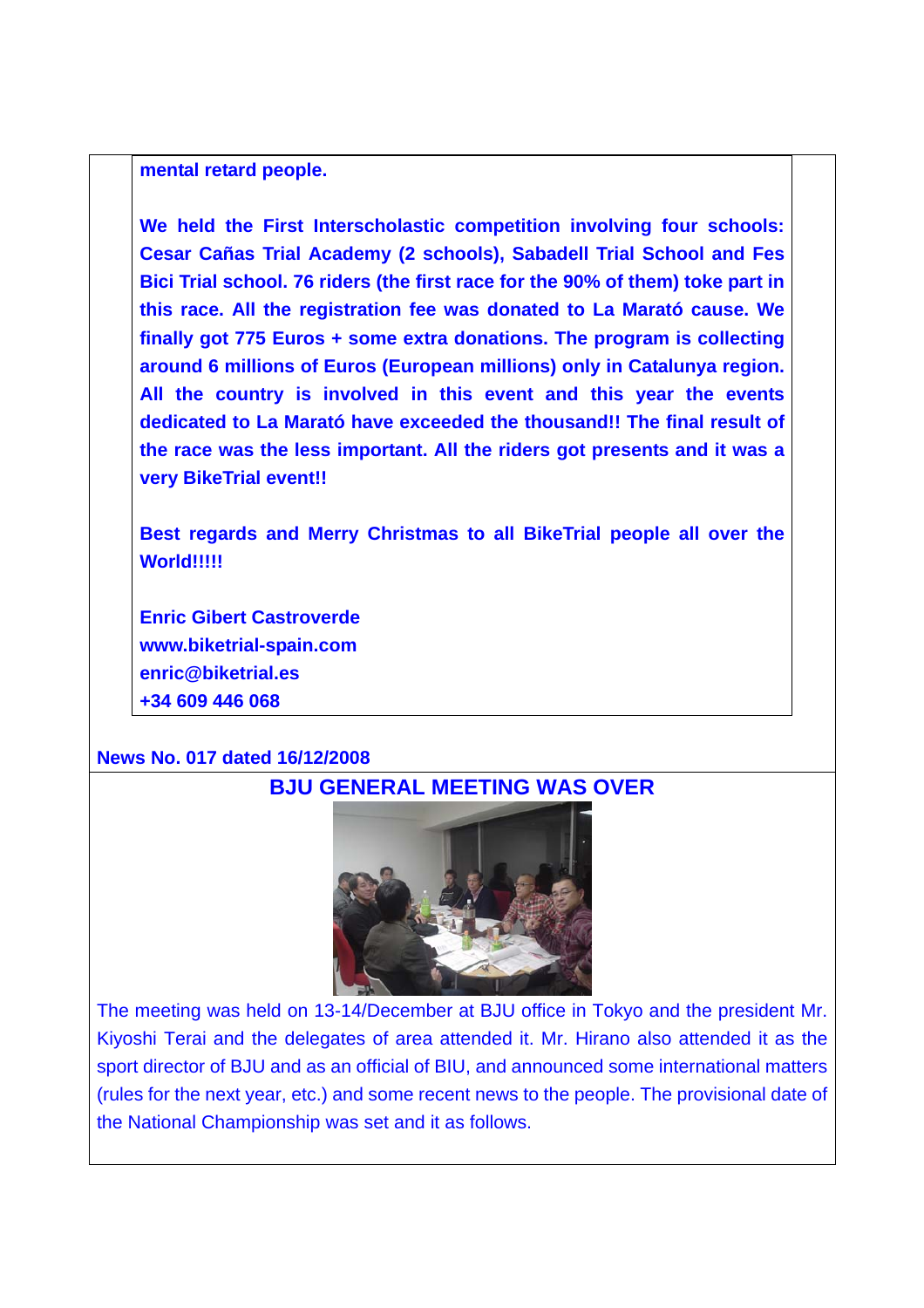**mental retard people.**

**We held the First Interscholastic competition involving four schools: Cesar Cañas Trial Academy (2 schools), Sabadell Trial School and Fes Bici Trial school. 76 riders (the first race for the 90% of them) toke part in this race. All the registration fee was donated to La Marató cause. We finally got 775 Euros + some extra donations. The program is collecting around 6 millions of Euros (European millions) only in Catalunya region. All the country is involved in this event and this year the events dedicated to La Marató have exceeded the thousand!! The final result of the race was the less important. All the riders got presents and it was a very BikeTrial event!!**

**Best regards and Merry Christmas to all BikeTrial people all over the World!!!!!**

**Enric Gibert Castroverde**
**www.biketrial-spain.com**
**enric@biketrial.es**
**+34 609 446 068**

**News No. 017 dated 16/12/2008**

## BJU GENERAL MEETING WAS OVER

The meeting was held on 13-14/December at BJU office in Tokyo and the president Mr. Kiyoshi Terai and the delegates of area attended it. Mr. Hirano also attended it as the sport director of BJU and as an official of BIU, and announced some international matters (rules for the next year, etc.) and some recent news to the people. The provisional date of the National Championship was set and it as follows.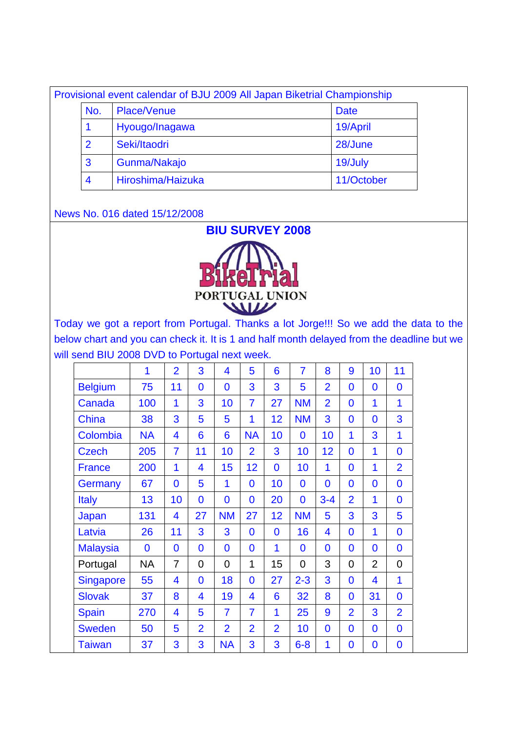Provisional event calendar of BJU 2009 All Japan Biketrial Championship

| No. | Place/Venue | Date |
|---|---|---|
| 1 | Hyougo/Inagawa | 19/April |
| 2 | Seki/Itaodri | 28/June |
| 3 | Gunma/Nakajo | 19/July |
| 4 | Hiroshima/Haizuka | 11/October |

News No. 016 dated 15/12/2008

## BIU SURVEY 2008

BikeTrial PORTUGAL UNION

Today we got a report from Portugal. Thanks a lot Jorge!!! So we add the data to the below chart and you can check it. It is 1 and half month delayed from the deadline but we will send BIU 2008 DVD to Portugal next week.

| | 1 | 2 | 3 | 4 | 5 | 6 | 7 | 8 | 9 | 10 | 11 |
|---|---|---|---|---|---|---|---|---|---|---|---|
| Belgium | 75 | 11 | 0 | 0 | 3 | 3 | 5 | 2 | 0 | 0 | 0 |
| Canada | 100 | 1 | 3 | 10 | 7 | 27 | NM | 2 | 0 | 1 | 1 |
| China | 38 | 3 | 5 | 5 | 1 | 12 | NM | 3 | 0 | 0 | 3 |
| Colombia | NA | 4 | 6 | 6 | NA | 10 | 0 | 10 | 1 | 3 | 1 |
| Czech | 205 | 7 | 11 | 10 | 2 | 3 | 10 | 12 | 0 | 1 | 0 |
| France | 200 | 1 | 4 | 15 | 12 | 0 | 10 | 1 | 0 | 1 | 2 |
| Germany | 67 | 0 | 5 | 1 | 0 | 10 | 0 | 0 | 0 | 0 | 0 |
| Italy | 13 | 10 | 0 | 0 | 0 | 20 | 0 | 3-4 | 2 | 1 | 0 |
| Japan | 131 | 4 | 27 | NM | 27 | 12 | NM | 5 | 3 | 3 | 5 |
| Latvia | 26 | 11 | 3 | 3 | 0 | 0 | 16 | 4 | 0 | 1 | 0 |
| Malaysia | 0 | 0 | 0 | 0 | 0 | 1 | 0 | 0 | 0 | 0 | 0 |
| Portugal | NA | 7 | 0 | 0 | 1 | 15 | 0 | 3 | 0 | 2 | 0 |
| Singapore | 55 | 4 | 0 | 18 | 0 | 27 | 2-3 | 3 | 0 | 4 | 1 |
| Slovak | 37 | 8 | 4 | 19 | 4 | 6 | 32 | 8 | 0 | 31 | 0 |
| Spain | 270 | 4 | 5 | 7 | 7 | 1 | 25 | 9 | 2 | 3 | 2 |
| Sweden | 50 | 5 | 2 | 2 | 2 | 2 | 10 | 0 | 0 | 0 | 0 |
| Taiwan | 37 | 3 | 3 | NA | 3 | 3 | 6-8 | 1 | 0 | 0 | 0 |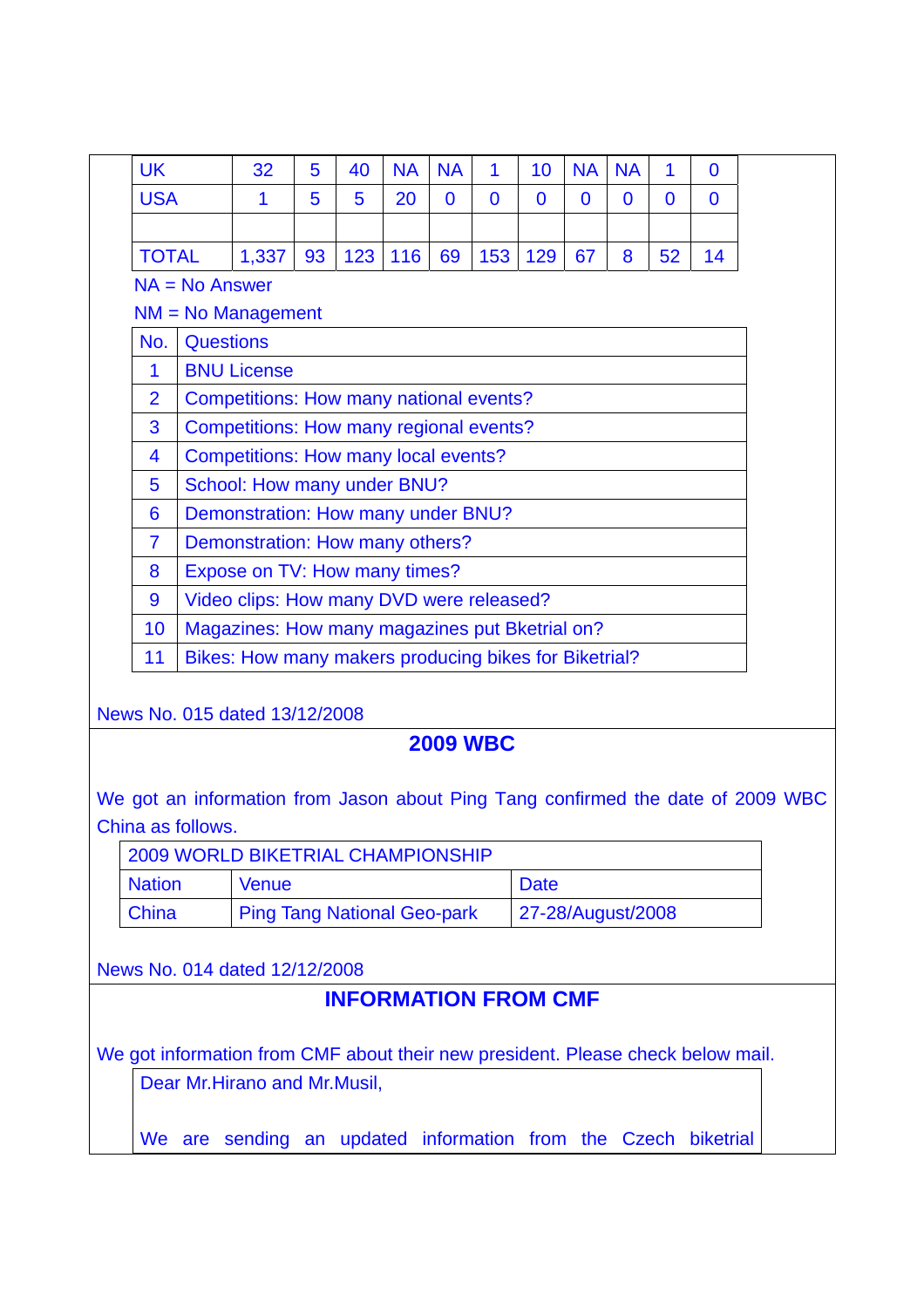| UK | 32 | 5 | 40 | NA | NA | 1 | 10 | NA | NA | 1 | 0 |
|---|---|---|---|---|---|---|---|---|---|---|---|
| USA | 1 | 5 | 5 | 20 | 0 | 0 | 0 | 0 | 0 | 0 | 0 |
| | | | | | | | | | | | |
| TOTAL | 1,337 | 93 | 123 | 116 | 69 | 153 | 129 | 67 | 8 | 52 | 14 |

NA = No Answer

NM = No Management

| No. | Questions |
|---|---|
| 1 | BNU License |
| 2 | Competitions: How many national events? |
| 3 | Competitions: How many regional events? |
| 4 | Competitions: How many local events? |
| 5 | School: How many under BNU? |
| 6 | Demonstration: How many under BNU? |
| 7 | Demonstration: How many others? |
| 8 | Expose on TV: How many times? |
| 9 | Video clips: How many DVD were released? |
| 10 | Magazines: How many magazines put Bketrial on? |
| 11 | Bikes: How many makers producing bikes for Biketrial? |

News No. 015 dated 13/12/2008

## 2009 WBC

We got an information from Jason about Ping Tang confirmed the date of 2009 WBC China as follows.

| 2009 WORLD BIKETRIAL CHAMPIONSHIP | | |
|---|---|---|
| Nation | Venue | Date |
| China | Ping Tang National Geo-park | 27-28/August/2008 |

News No. 014 dated 12/12/2008

## INFORMATION FROM CMF

We got information from CMF about their new president. Please check below mail.

> Dear Mr.Hirano and Mr.Musil,
>
> We are sending an updated information from the Czech biketrial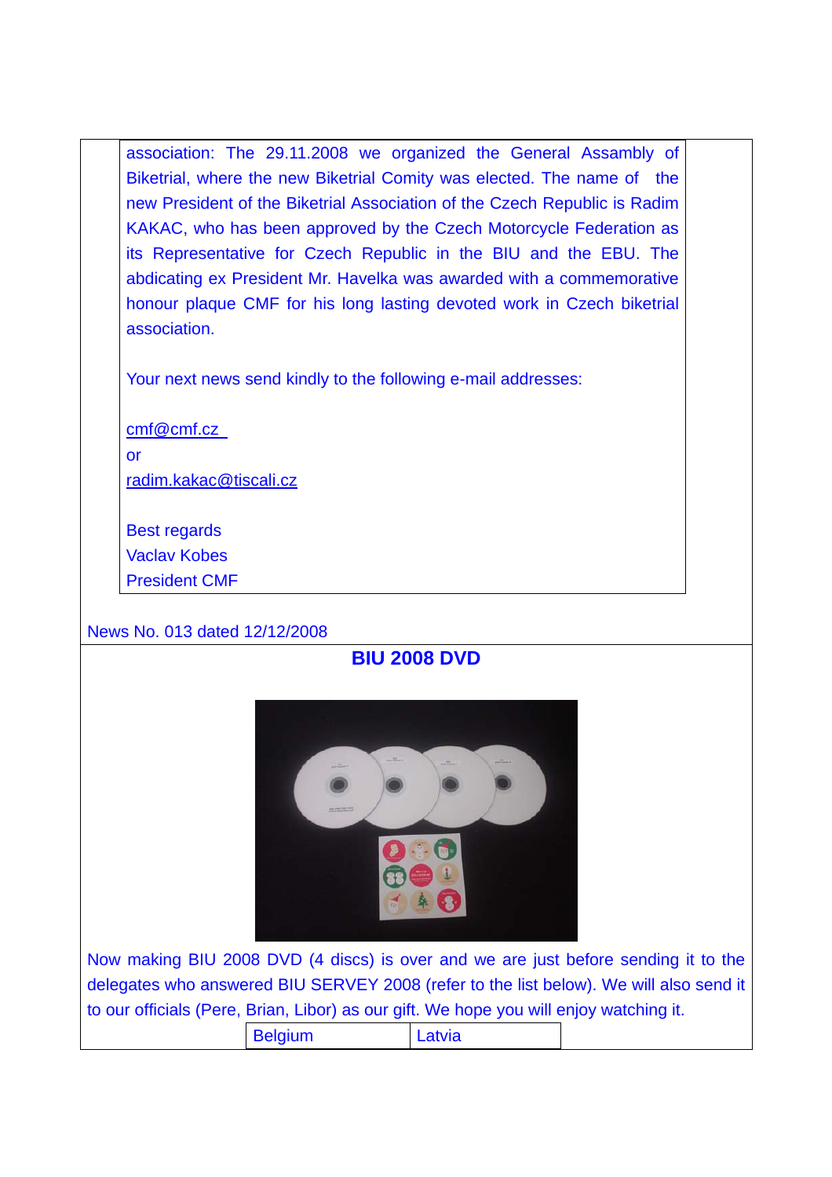association: The 29.11.2008 we organized the General Assambly of Biketrial, where the new Biketrial Comity was elected. The name of the new President of the Biketrial Association of the Czech Republic is Radim KAKAC, who has been approved by the Czech Motorcycle Federation as its Representative for Czech Republic in the BIU and the EBU. The abdicating ex President Mr. Havelka was awarded with a commemorative honour plaque CMF for his long lasting devoted work in Czech biketrial association.

Your next news send kindly to the following e-mail addresses:

cmf@cmf.cz
or
radim.kakac@tiscali.cz

Best regards
Vaclav Kobes
President CMF

News No. 013 dated 12/12/2008

## BIU 2008 DVD

Now making BIU 2008 DVD (4 discs) is over and we are just before sending it to the delegates who answered BIU SERVEY 2008 (refer to the list below). We will also send it to our officials (Pere, Brian, Libor) as our gift. We hope you will enjoy watching it.

| Belgium | Latvia |
|---|---|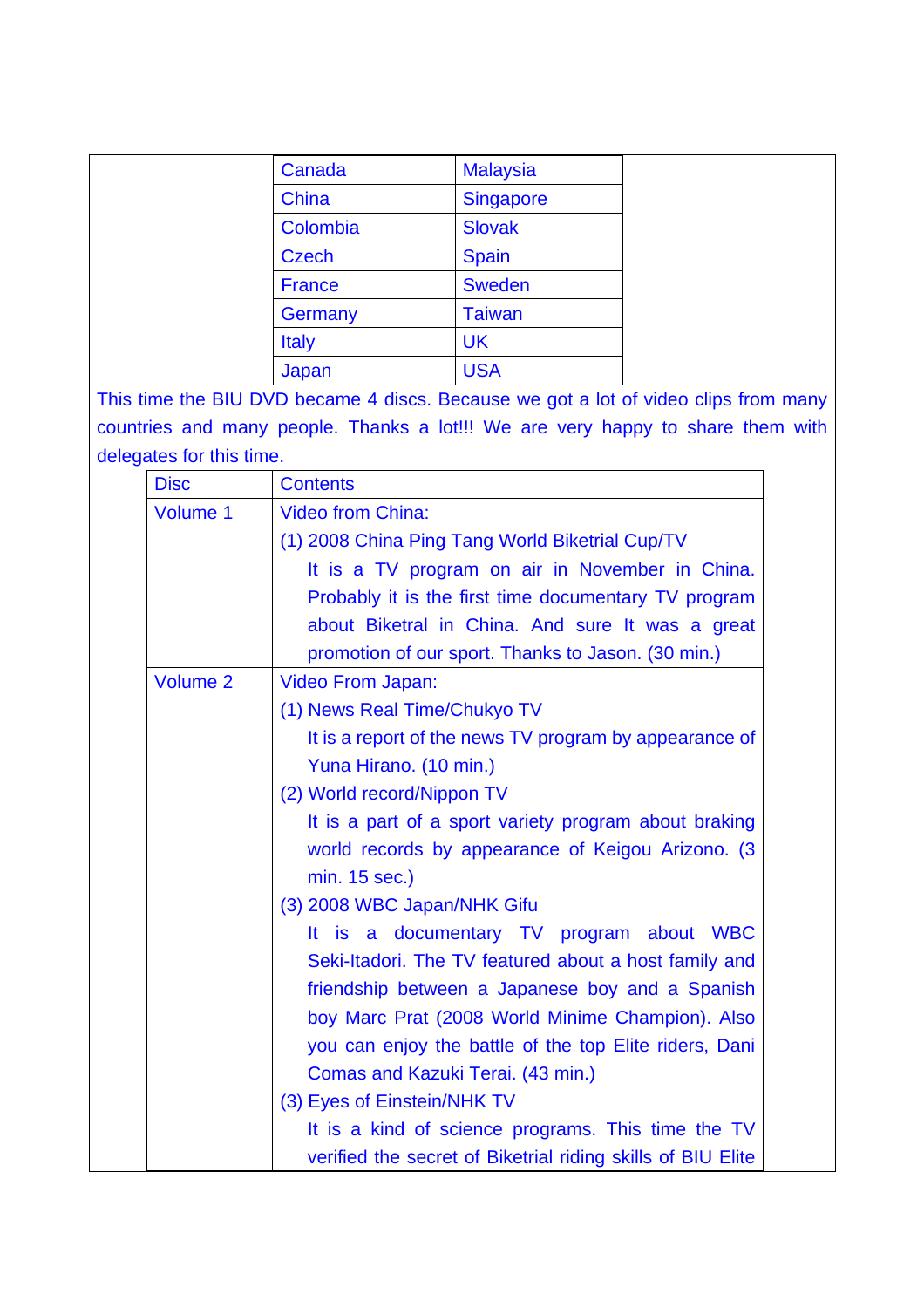| Canada | Malaysia |
|---|---|
| China | Singapore |
| Colombia | Slovak |
| Czech | Spain |
| France | Sweden |
| Germany | Taiwan |
| Italy | UK |
| Japan | USA |

This time the BIU DVD became 4 discs. Because we got a lot of video clips from many countries and many people. Thanks a lot!!! We are very happy to share them with delegates for this time.

| Disc | Contents |
|---|---|
| Volume 1 | Video from China:<br>(1) 2008 China Ping Tang World Biketrial Cup/TV<br>It is a TV program on air in November in China. Probably it is the first time documentary TV program about Biketral in China. And sure It was a great promotion of our sport. Thanks to Jason. (30 min.) |
| Volume 2 | Video From Japan:<br>(1) News Real Time/Chukyo TV<br>It is a report of the news TV program by appearance of Yuna Hirano. (10 min.)<br>(2) World record/Nippon TV<br>It is a part of a sport variety program about braking world records by appearance of Keigou Arizono. (3 min. 15 sec.)<br>(3) 2008 WBC Japan/NHK Gifu<br>It is a documentary TV program about WBC Seki-Itadori. The TV featured about a host family and friendship between a Japanese boy and a Spanish boy Marc Prat (2008 World Minime Champion). Also you can enjoy the battle of the top Elite riders, Dani Comas and Kazuki Terai. (43 min.)<br>(3) Eyes of Einstein/NHK TV<br>It is a kind of science programs. This time the TV verified the secret of Biketrial riding skills of BIU Elite |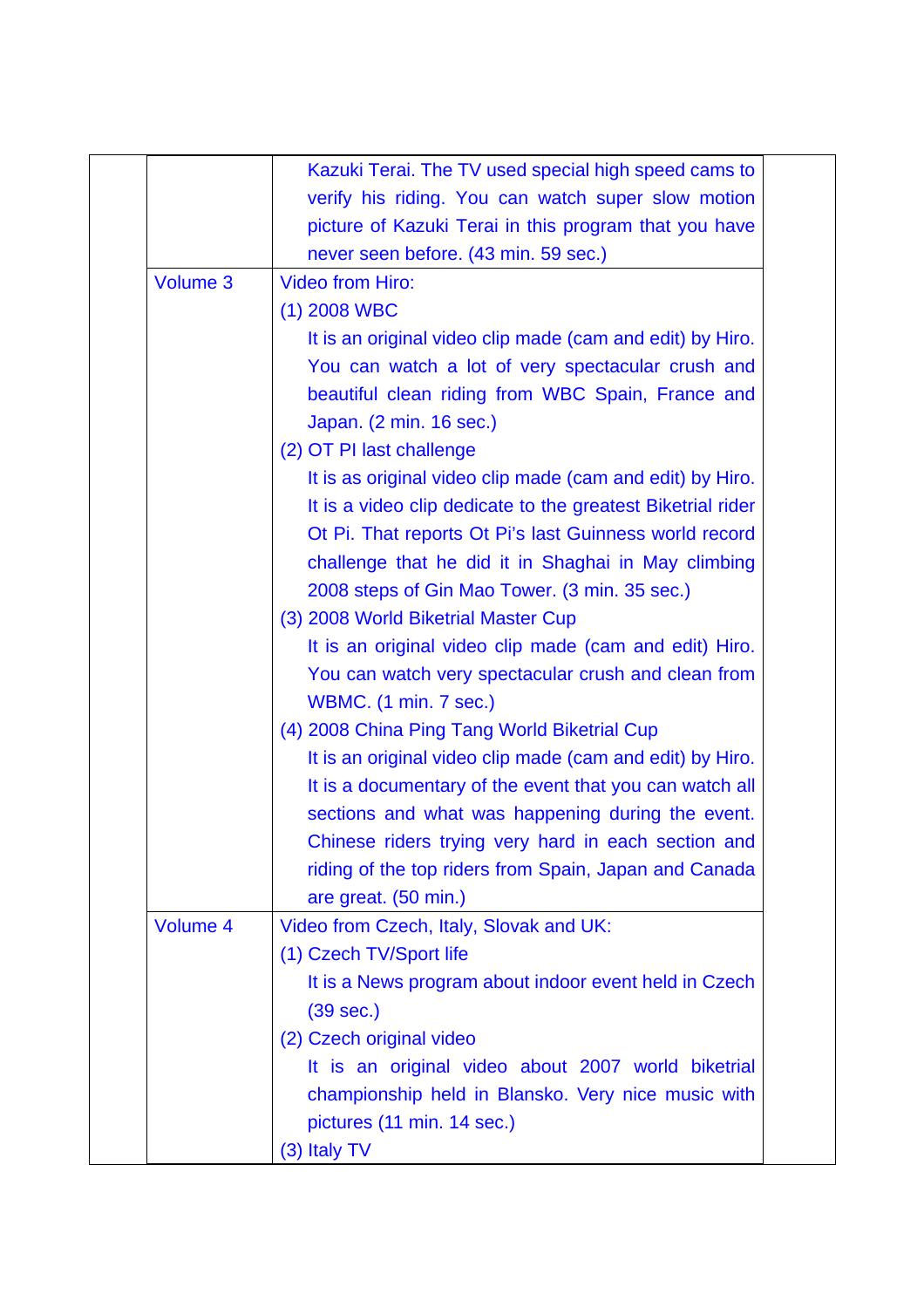| | | | |
|---|---|---|---|
| | | Kazuki Terai. The TV used special high speed cams to verify his riding. You can watch super slow motion picture of Kazuki Terai in this program that you have never seen before. (43 min. 59 sec.) | |
| | Volume 3 | Video from Hiro:<br>(1) 2008 WBC<br>It is an original video clip made (cam and edit) by Hiro. You can watch a lot of very spectacular crush and beautiful clean riding from WBC Spain, France and Japan. (2 min. 16 sec.)<br>(2) OT PI last challenge<br>It is as original video clip made (cam and edit) by Hiro. It is a video clip dedicate to the greatest Biketrial rider Ot Pi. That reports Ot Pi's last Guinness world record challenge that he did it in Shaghai in May climbing 2008 steps of Gin Mao Tower. (3 min. 35 sec.)<br>(3) 2008 World Biketrial Master Cup<br>It is an original video clip made (cam and edit) Hiro. You can watch very spectacular crush and clean from WBMC. (1 min. 7 sec.)<br>(4) 2008 China Ping Tang World Biketrial Cup<br>It is an original video clip made (cam and edit) by Hiro. It is a documentary of the event that you can watch all sections and what was happening during the event. Chinese riders trying very hard in each section and riding of the top riders from Spain, Japan and Canada are great. (50 min.) | |
| | Volume 4 | Video from Czech, Italy, Slovak and UK:<br>(1) Czech TV/Sport life<br>It is a News program about indoor event held in Czech (39 sec.)<br>(2) Czech original video<br>It is an original video about 2007 world biketrial championship held in Blansko. Very nice music with pictures (11 min. 14 sec.)<br>(3) Italy TV | |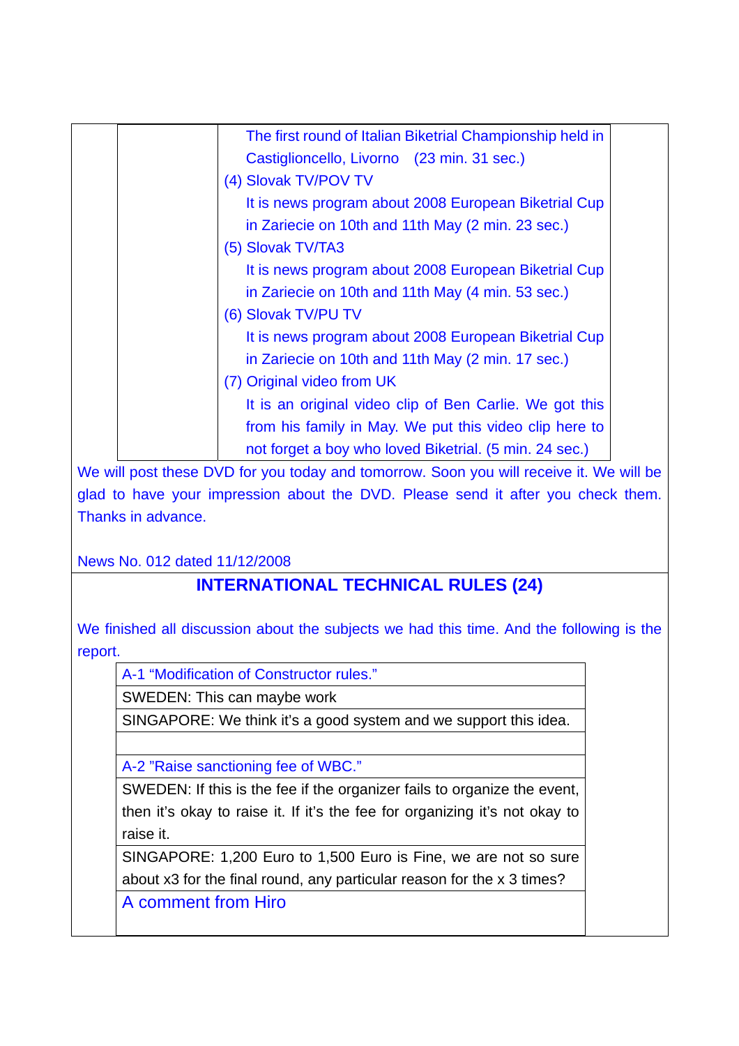The first round of Italian Biketrial Championship held in Castiglioncello, Livorno (23 min. 31 sec.)

(4) Slovak TV/POV TV

It is news program about 2008 European Biketrial Cup in Zariecie on 10th and 11th May (2 min. 23 sec.)

(5) Slovak TV/TA3

It is news program about 2008 European Biketrial Cup in Zariecie on 10th and 11th May (4 min. 53 sec.)

(6) Slovak TV/PU TV

It is news program about 2008 European Biketrial Cup in Zariecie on 10th and 11th May (2 min. 17 sec.)

(7) Original video from UK

It is an original video clip of Ben Carlie. We got this from his family in May. We put this video clip here to not forget a boy who loved Biketrial. (5 min. 24 sec.)

We will post these DVD for you today and tomorrow. Soon you will receive it. We will be glad to have your impression about the DVD. Please send it after you check them. Thanks in advance.

News No. 012 dated 11/12/2008

## INTERNATIONAL TECHNICAL RULES (24)

We finished all discussion about the subjects we had this time. And the following is the report.

| A-1 “Modification of Constructor rules.” |
|---|
| SWEDEN: This can maybe work |
| SINGAPORE: We think it’s a good system and we support this idea. |
| |
| A-2 ”Raise sanctioning fee of WBC.” |
| SWEDEN: If this is the fee if the organizer fails to organize the event, then it’s okay to raise it. If it’s the fee for organizing it’s not okay to raise it. |
| SINGAPORE: 1,200 Euro to 1,500 Euro is Fine, we are not so sure about x3 for the final round, any particular reason for the x 3 times? |
| A comment from Hiro |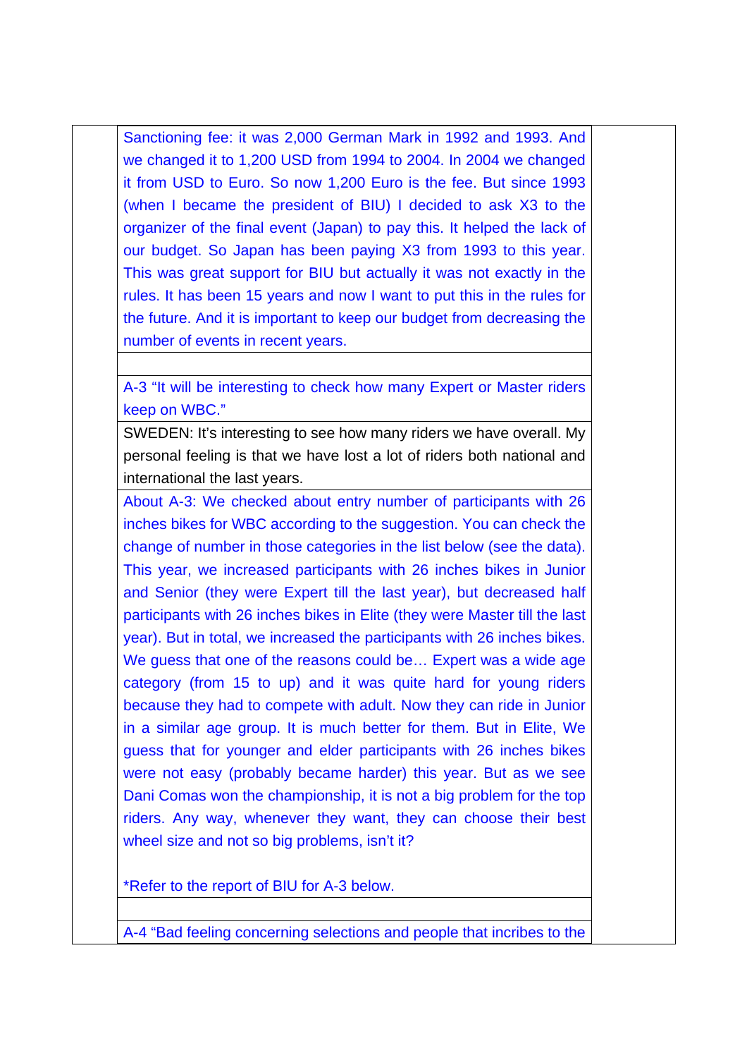| | | |
|---|---|---|
| | Sanctioning fee: it was 2,000 German Mark in 1992 and 1993. And we changed it to 1,200 USD from 1994 to 2004. In 2004 we changed it from USD to Euro. So now 1,200 Euro is the fee. But since 1993 (when I became the president of BIU) I decided to ask X3 to the organizer of the final event (Japan) to pay this. It helped the lack of our budget. So Japan has been paying X3 from 1993 to this year. This was great support for BIU but actually it was not exactly in the rules. It has been 15 years and now I want to put this in the rules for the future. And it is important to keep our budget from decreasing the number of events in recent years. | |
| | | |
| | A-3 "It will be interesting to check how many Expert or Master riders keep on WBC." | |
| | SWEDEN: It's interesting to see how many riders we have overall. My personal feeling is that we have lost a lot of riders both national and international the last years. | |
| | About A-3: We checked about entry number of participants with 26 inches bikes for WBC according to the suggestion. You can check the change of number in those categories in the list below (see the data). This year, we increased participants with 26 inches bikes in Junior and Senior (they were Expert till the last year), but decreased half participants with 26 inches bikes in Elite (they were Master till the last year). But in total, we increased the participants with 26 inches bikes. We guess that one of the reasons could be… Expert was a wide age category (from 15 to up) and it was quite hard for young riders because they had to compete with adult. Now they can ride in Junior in a similar age group. It is much better for them. But in Elite, We guess that for younger and elder participants with 26 inches bikes were not easy (probably became harder) this year. But as we see Dani Comas won the championship, it is not a big problem for the top riders. Any way, whenever they want, they can choose their best wheel size and not so big problems, isn't it?<br><br>*Refer to the report of BIU for A-3 below. | |
| | | |
| | A-4 "Bad feeling concerning selections and people that incribes to the | |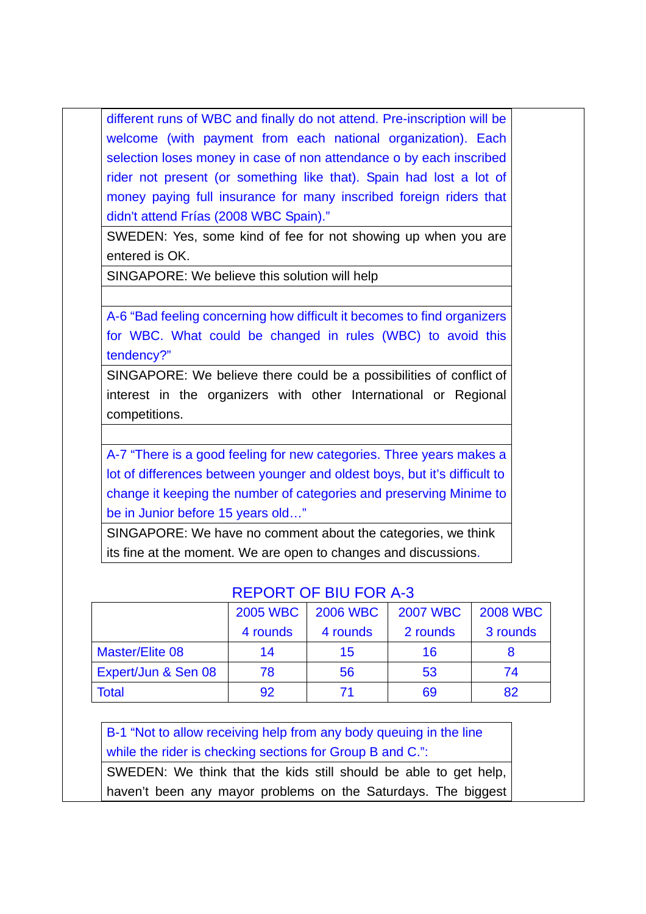different runs of WBC and finally do not attend. Pre-inscription will be welcome (with payment from each national organization). Each selection loses money in case of non attendance o by each inscribed rider not present (or something like that). Spain had lost a lot of money paying full insurance for many inscribed foreign riders that didn't attend Frías (2008 WBC Spain)."

SWEDEN: Yes, some kind of fee for not showing up when you are entered is OK.

SINGAPORE: We believe this solution will help

A-6 "Bad feeling concerning how difficult it becomes to find organizers for WBC. What could be changed in rules (WBC) to avoid this tendency?"

SINGAPORE: We believe there could be a possibilities of conflict of interest in the organizers with other International or Regional competitions.

A-7 "There is a good feeling for new categories. Three years makes a lot of differences between younger and oldest boys, but it's difficult to change it keeping the number of categories and preserving Minime to be in Junior before 15 years old…"

SINGAPORE: We have no comment about the categories, we think its fine at the moment. We are open to changes and discussions.

## REPORT OF BIU FOR A-3

| | 2005 WBC 4 rounds | 2006 WBC 4 rounds | 2007 WBC 2 rounds | 2008 WBC 3 rounds |
|---|---|---|---|---|
| Master/Elite 08 | 14 | 15 | 16 | 8 |
| Expert/Jun & Sen 08 | 78 | 56 | 53 | 74 |
| Total | 92 | 71 | 69 | 82 |

B-1 "Not to allow receiving help from any body queuing in the line while the rider is checking sections for Group B and C.":

SWEDEN: We think that the kids still should be able to get help, haven't been any mayor problems on the Saturdays. The biggest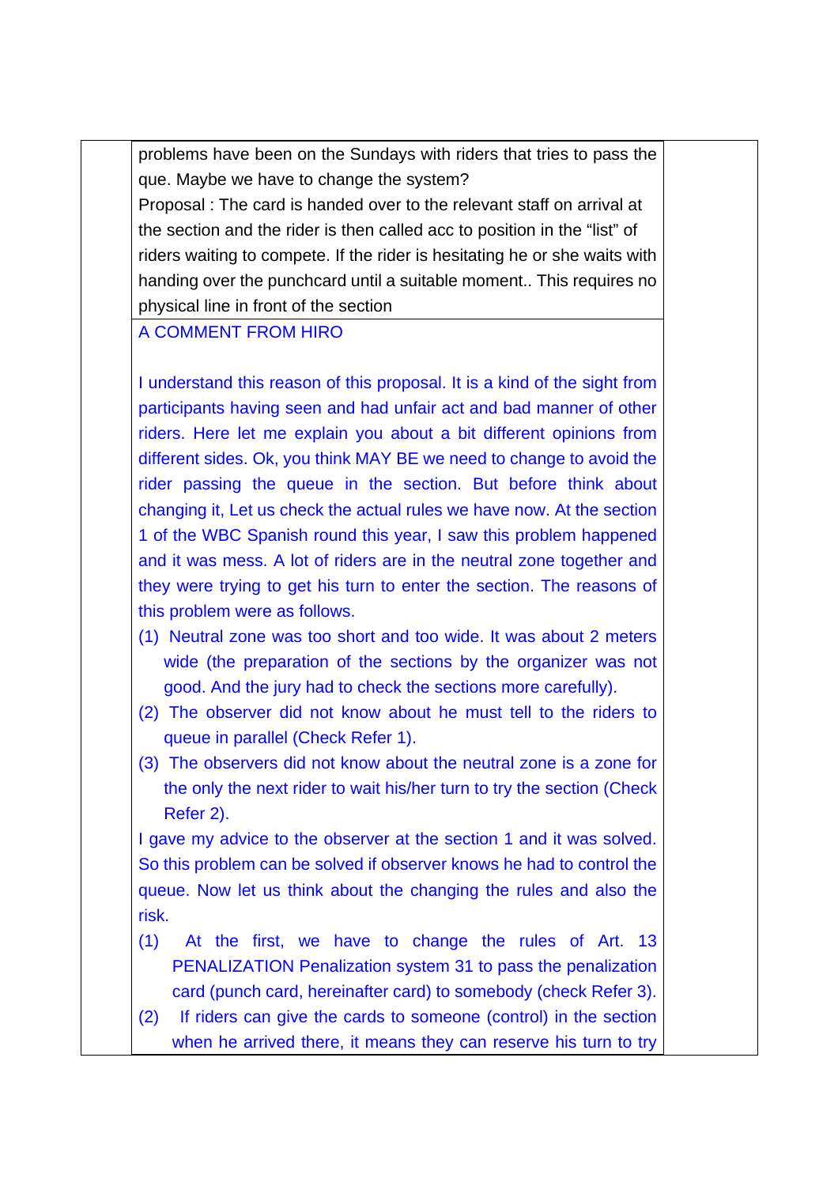problems have been on the Sundays with riders that tries to pass the que. Maybe we have to change the system?

Proposal : The card is handed over to the relevant staff on arrival at the section and the rider is then called acc to position in the "list" of riders waiting to compete. If the rider is hesitating he or she waits with handing over the punchcard until a suitable moment.. This requires no physical line in front of the section

A COMMENT FROM HIRO

I understand this reason of this proposal. It is a kind of the sight from participants having seen and had unfair act and bad manner of other riders. Here let me explain you about a bit different opinions from different sides. Ok, you think MAY BE we need to change to avoid the rider passing the queue in the section. But before think about changing it, Let us check the actual rules we have now. At the section 1 of the WBC Spanish round this year, I saw this problem happened and it was mess. A lot of riders are in the neutral zone together and they were trying to get his turn to enter the section. The reasons of this problem were as follows.

(1) Neutral zone was too short and too wide. It was about 2 meters wide (the preparation of the sections by the organizer was not good. And the jury had to check the sections more carefully).
(2) The observer did not know about he must tell to the riders to queue in parallel (Check Refer 1).
(3) The observers did not know about the neutral zone is a zone for the only the next rider to wait his/her turn to try the section (Check Refer 2).

I gave my advice to the observer at the section 1 and it was solved. So this problem can be solved if observer knows he had to control the queue. Now let us think about the changing the rules and also the risk.

(1) At the first, we have to change the rules of Art. 13 PENALIZATION Penalization system 31 to pass the penalization card (punch card, hereinafter card) to somebody (check Refer 3).
(2) If riders can give the cards to someone (control) in the section when he arrived there, it means they can reserve his turn to try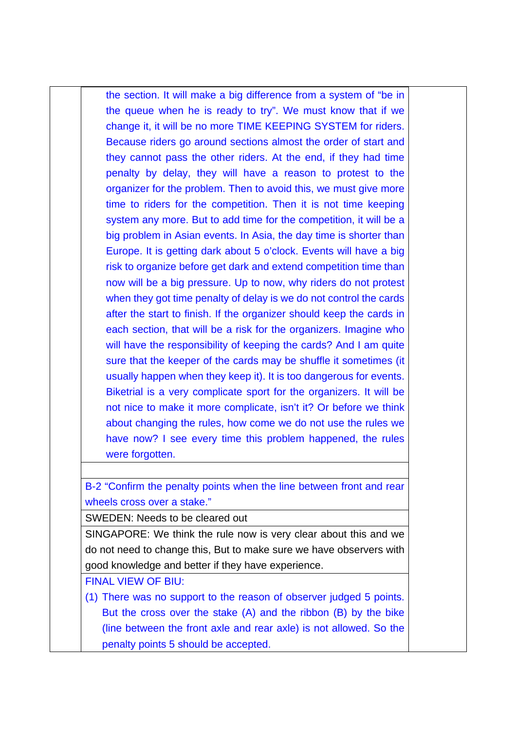| | | |
|---|---|---|
| | the section. It will make a big difference from a system of "be in the queue when he is ready to try". We must know that if we change it, it will be no more TIME KEEPING SYSTEM for riders. Because riders go around sections almost the order of start and they cannot pass the other riders. At the end, if they had time penalty by delay, they will have a reason to protest to the organizer for the problem. Then to avoid this, we must give more time to riders for the competition. Then it is not time keeping system any more. But to add time for the competition, it will be a big problem in Asian events. In Asia, the day time is shorter than Europe. It is getting dark about 5 o'clock. Events will have a big risk to organize before get dark and extend competition time than now will be a big pressure. Up to now, why riders do not protest when they got time penalty of delay is we do not control the cards after the start to finish. If the organizer should keep the cards in each section, that will be a risk for the organizers. Imagine who will have the responsibility of keeping the cards? And I am quite sure that the keeper of the cards may be shuffle it sometimes (it usually happen when they keep it). It is too dangerous for events. Biketrial is a very complicate sport for the organizers. It will be not nice to make it more complicate, isn't it? Or before we think about changing the rules, how come we do not use the rules we have now? I see every time this problem happened, the rules were forgotten. | |
| | | |
| | B-2 "Confirm the penalty points when the line between front and rear wheels cross over a stake." | |
| | SWEDEN: Needs to be cleared out | |
| | SINGAPORE: We think the rule now is very clear about this and we do not need to change this, But to make sure we have observers with good knowledge and better if they have experience. | |
| | FINAL VIEW OF BIU:<br>(1) There was no support to the reason of observer judged 5 points. But the cross over the stake (A) and the ribbon (B) by the bike (line between the front axle and rear axle) is not allowed. So the penalty points 5 should be accepted. | |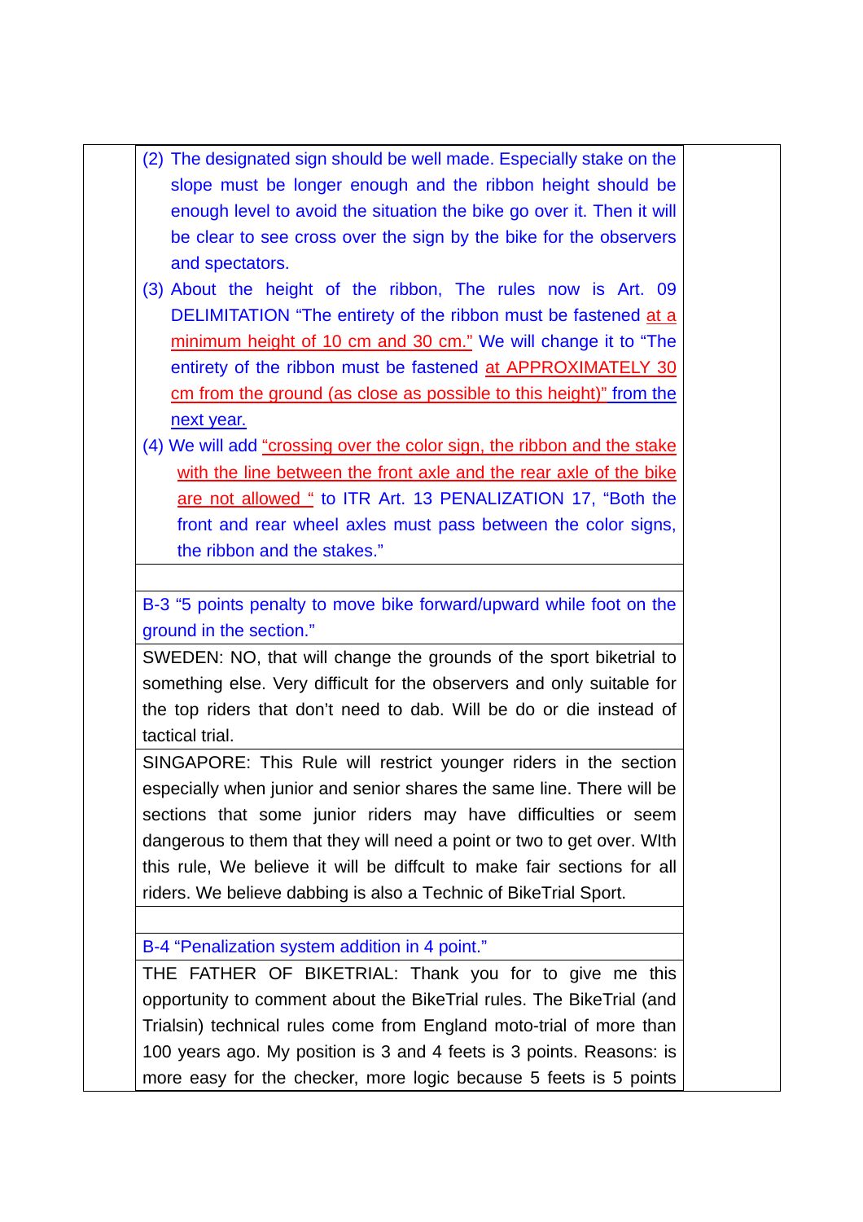| | | |
|---|---|---|
| | (2) The designated sign should be well made. Especially stake on the slope must be longer enough and the ribbon height should be enough level to avoid the situation the bike go over it. Then it will be clear to see cross over the sign by the bike for the observers and spectators.<br>(3) About the height of the ribbon, The rules now is Art. 09 DELIMITATION “The entirety of the ribbon must be fastened at a minimum height of 10 cm and 30 cm.” We will change it to “The entirety of the ribbon must be fastened at APPROXIMATELY 30 cm from the ground (as close as possible to this height)” from the next year.<br>(4) We will add “crossing over the color sign, the ribbon and the stake with the line between the front axle and the rear axle of the bike are not allowed “ to ITR Art. 13 PENALIZATION 17, “Both the front and rear wheel axles must pass between the color signs, the ribbon and the stakes.” | |
| | | |
| | B-3 “5 points penalty to move bike forward/upward while foot on the ground in the section.” | |
| | SWEDEN: NO, that will change the grounds of the sport biketrial to something else. Very difficult for the observers and only suitable for the top riders that don’t need to dab. Will be do or die instead of tactical trial. | |
| | SINGAPORE: This Rule will restrict younger riders in the section especially when junior and senior shares the same line. There will be sections that some junior riders may have difficulties or seem dangerous to them that they will need a point or two to get over. WIth this rule, We believe it will be diffcult to make fair sections for all riders. We believe dabbing is also a Technic of BikeTrial Sport. | |
| | | |
| | B-4 “Penalization system addition in 4 point.” | |
| | THE FATHER OF BIKETRIAL: Thank you for to give me this opportunity to comment about the BikeTrial rules. The BikeTrial (and Trialsin) technical rules come from England moto-trial of more than 100 years ago. My position is 3 and 4 feets is 3 points. Reasons: is more easy for the checker, more logic because 5 feets is 5 points | |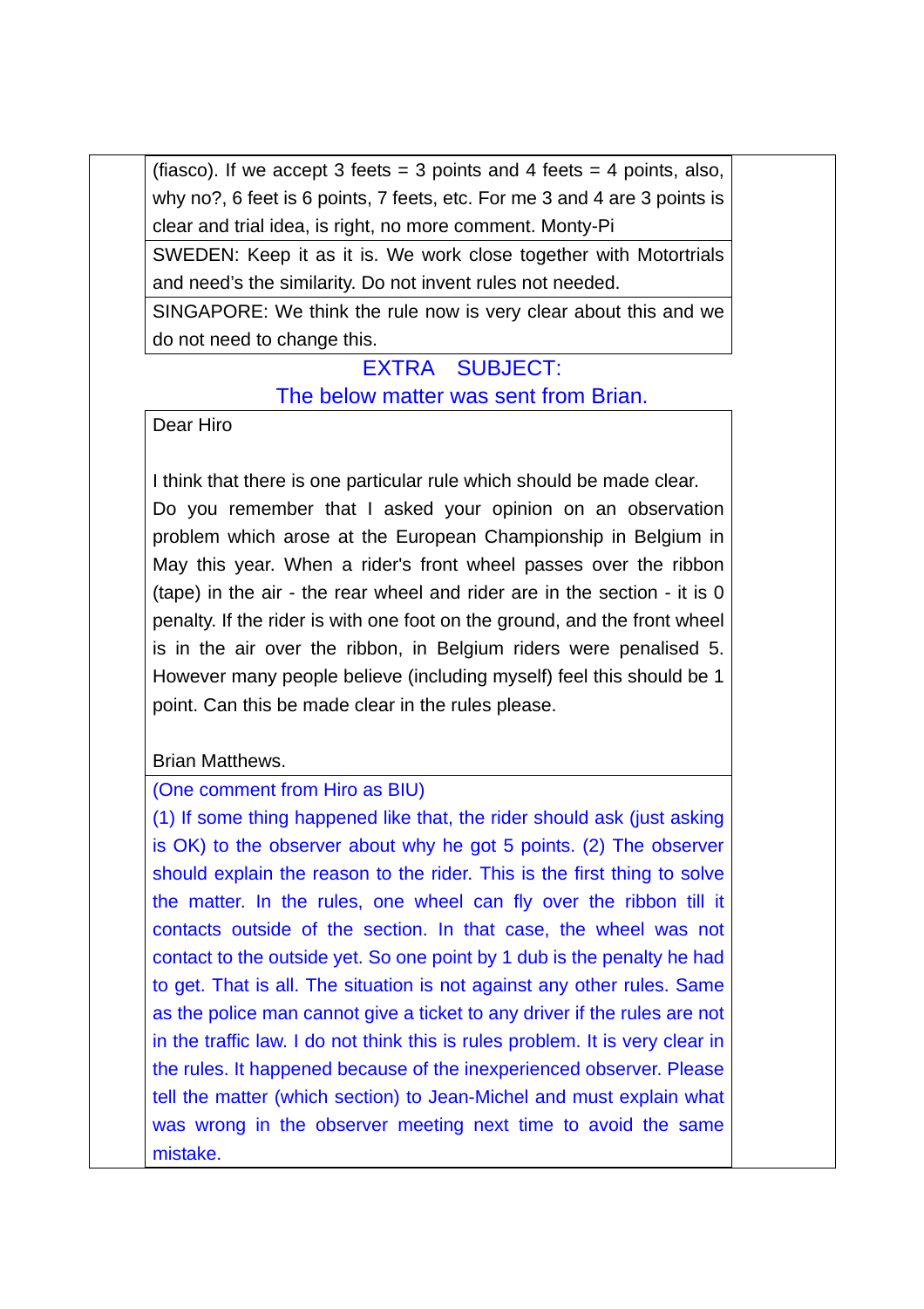(fiasco). If we accept 3 feets = 3 points and 4 feets = 4 points, also, why no?, 6 feet is 6 points, 7 feets, etc. For me 3 and 4 are 3 points is clear and trial idea, is right, no more comment. Monty-Pi

SWEDEN: Keep it as it is. We work close together with Motortrials and need's the similarity. Do not invent rules not needed.

SINGAPORE: We think the rule now is very clear about this and we do not need to change this.

## EXTRA SUBJECT:

## The below matter was sent from Brian.

Dear Hiro

I think that there is one particular rule which should be made clear. Do you remember that I asked your opinion on an observation problem which arose at the European Championship in Belgium in May this year. When a rider's front wheel passes over the ribbon (tape) in the air - the rear wheel and rider are in the section - it is 0 penalty. If the rider is with one foot on the ground, and the front wheel is in the air over the ribbon, in Belgium riders were penalised 5. However many people believe (including myself) feel this should be 1 point. Can this be made clear in the rules please.

Brian Matthews.

(One comment from Hiro as BIU)

(1) If some thing happened like that, the rider should ask (just asking is OK) to the observer about why he got 5 points. (2) The observer should explain the reason to the rider. This is the first thing to solve the matter. In the rules, one wheel can fly over the ribbon till it contacts outside of the section. In that case, the wheel was not contact to the outside yet. So one point by 1 dub is the penalty he had to get. That is all. The situation is not against any other rules. Same as the police man cannot give a ticket to any driver if the rules are not in the traffic law. I do not think this is rules problem. It is very clear in the rules. It happened because of the inexperienced observer. Please tell the matter (which section) to Jean-Michel and must explain what was wrong in the observer meeting next time to avoid the same mistake.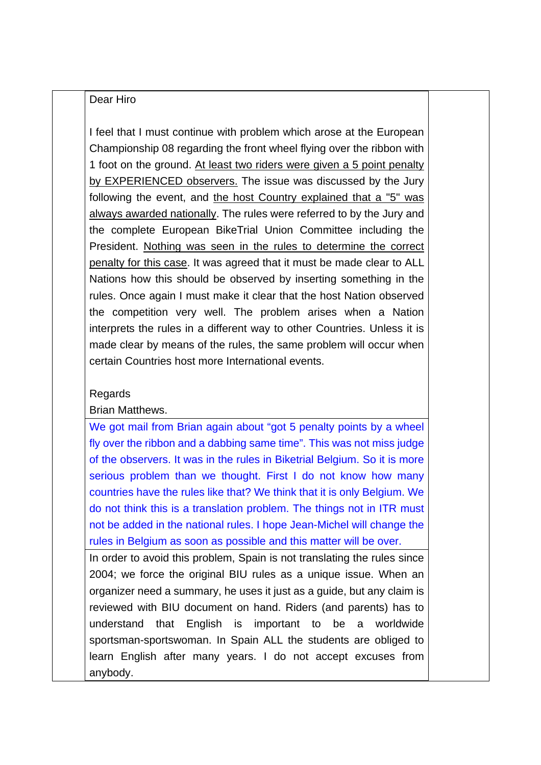Dear Hiro

I feel that I must continue with problem which arose at the European Championship 08 regarding the front wheel flying over the ribbon with 1 foot on the ground. <u>At least two riders were given a 5 point penalty by EXPERIENCED observers.</u> The issue was discussed by the Jury following the event, and <u>the host Country explained that a "5" was always awarded nationally</u>. The rules were referred to by the Jury and the complete European BikeTrial Union Committee including the President. <u>Nothing was seen in the rules to determine the correct penalty for this case</u>. It was agreed that it must be made clear to ALL Nations how this should be observed by inserting something in the rules. Once again I must make it clear that the host Nation observed the competition very well. The problem arises when a Nation interprets the rules in a different way to other Countries. Unless it is made clear by means of the rules, the same problem will occur when certain Countries host more International events.

Regards
Brian Matthews.

We got mail from Brian again about "got 5 penalty points by a wheel fly over the ribbon and a dabbing same time". This was not miss judge of the observers. It was in the rules in Biketrial Belgium. So it is more serious problem than we thought. First I do not know how many countries have the rules like that? We think that it is only Belgium. We do not think this is a translation problem. The things not in ITR must not be added in the national rules. I hope Jean-Michel will change the rules in Belgium as soon as possible and this matter will be over.

In order to avoid this problem, Spain is not translating the rules since 2004; we force the original BIU rules as a unique issue. When an organizer need a summary, he uses it just as a guide, but any claim is reviewed with BIU document on hand. Riders (and parents) has to understand that English is important to be a worldwide sportsman-sportswoman. In Spain ALL the students are obliged to learn English after many years. I do not accept excuses from anybody.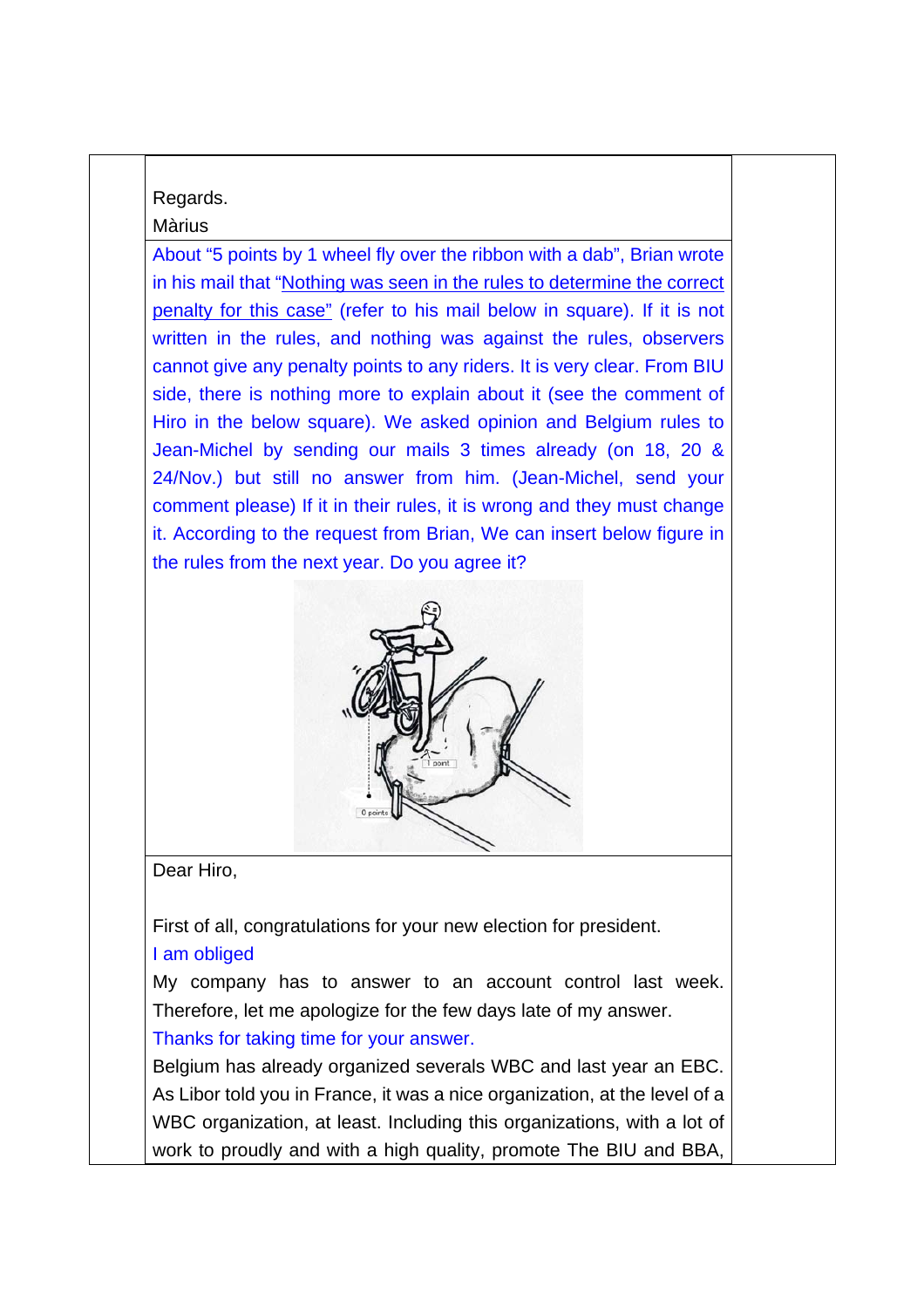Regards.
Màrius

About “5 points by 1 wheel fly over the ribbon with a dab”, Brian wrote in his mail that “Nothing was seen in the rules to determine the correct penalty for this case” (refer to his mail below in square). If it is not written in the rules, and nothing was against the rules, observers cannot give any penalty points to any riders. It is very clear. From BIU side, there is nothing more to explain about it (see the comment of Hiro in the below square). We asked opinion and Belgium rules to Jean-Michel by sending our mails 3 times already (on 18, 20 & 24/Nov.) but still no answer from him. (Jean-Michel, send your comment please) If it in their rules, it is wrong and they must change it. According to the request from Brian, We can insert below figure in the rules from the next year. Do you agree it?

Dear Hiro,

First of all, congratulations for your new election for president.

I am obliged

My company has to answer to an account control last week. Therefore, let me apologize for the few days late of my answer.

Thanks for taking time for your answer.

Belgium has already organized severals WBC and last year an EBC. As Libor told you in France, it was a nice organization, at the level of a WBC organization, at least. Including this organizations, with a lot of work to proudly and with a high quality, promote The BIU and BBA,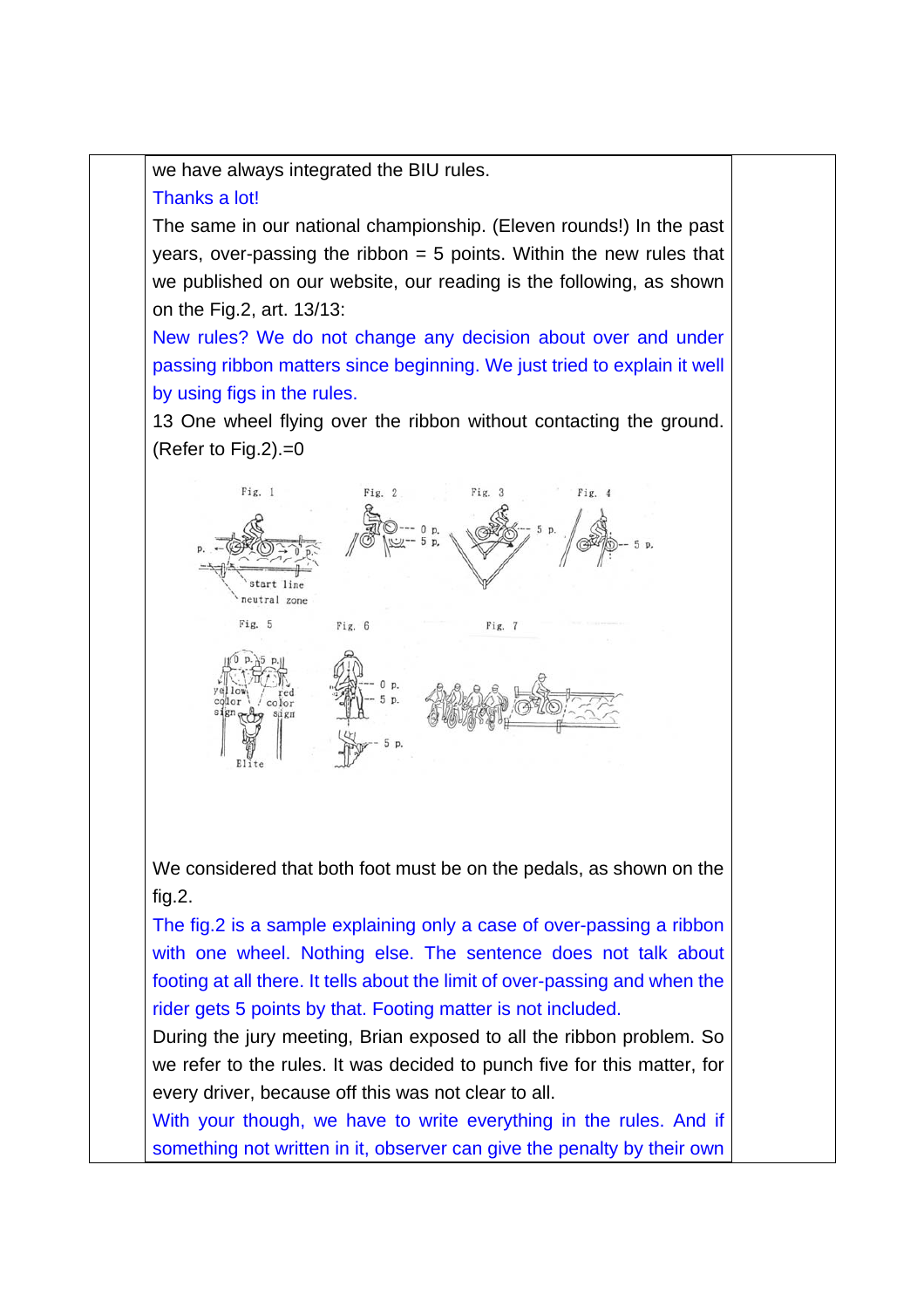we have always integrated the BIU rules.

Thanks a lot!

The same in our national championship. (Eleven rounds!) In the past years, over-passing the ribbon = 5 points. Within the new rules that we published on our website, our reading is the following, as shown on the Fig.2, art. 13/13:

New rules? We do not change any decision about over and under passing ribbon matters since beginning. We just tried to explain it well by using figs in the rules.

13 One wheel flying over the ribbon without contacting the ground. (Refer to Fig.2).=0

We considered that both foot must be on the pedals, as shown on the fig.2.

The fig.2 is a sample explaining only a case of over-passing a ribbon with one wheel. Nothing else. The sentence does not talk about footing at all there. It tells about the limit of over-passing and when the rider gets 5 points by that. Footing matter is not included.

During the jury meeting, Brian exposed to all the ribbon problem. So we refer to the rules. It was decided to punch five for this matter, for every driver, because off this was not clear to all.

With your though, we have to write everything in the rules. And if something not written in it, observer can give the penalty by their own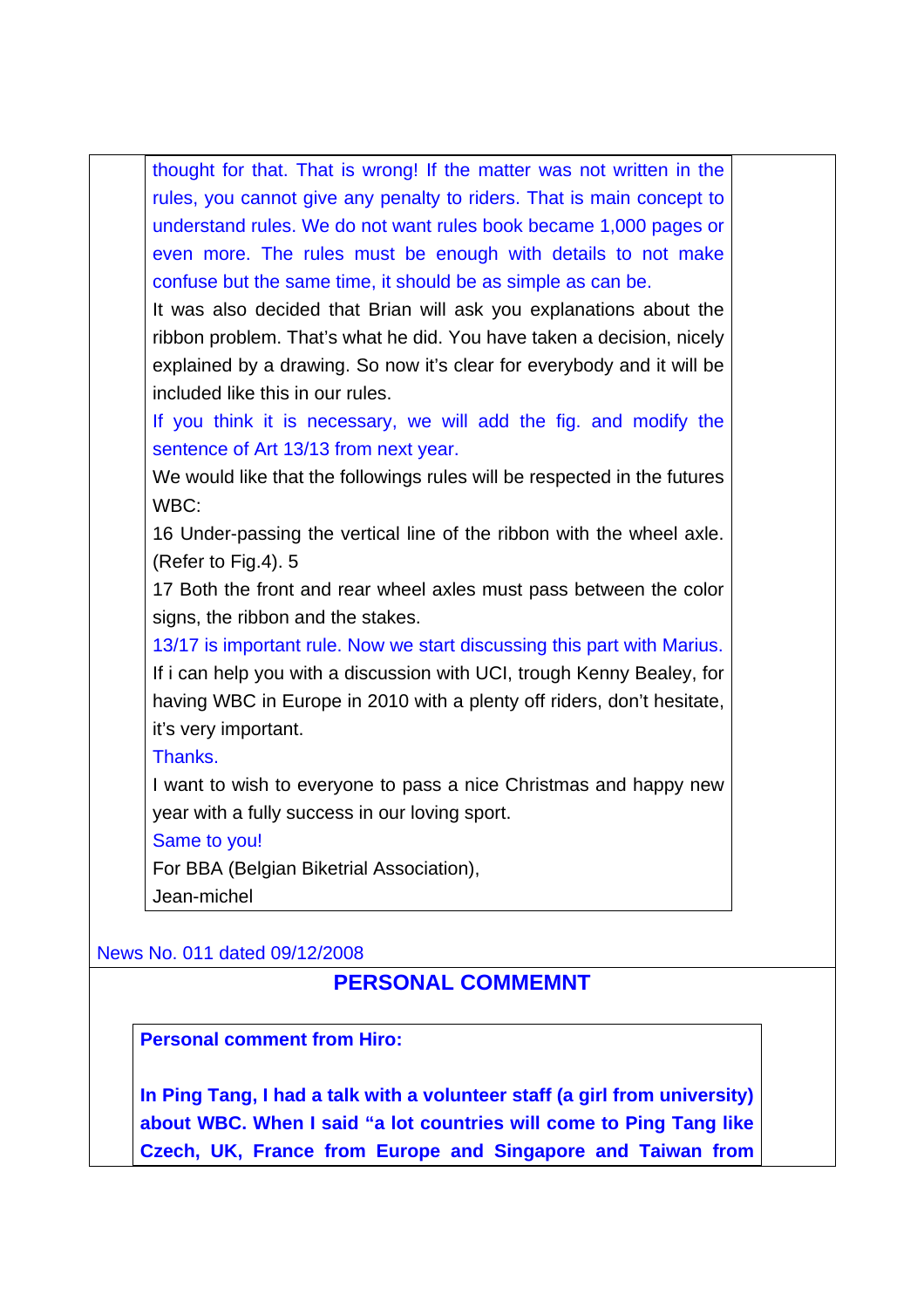thought for that. That is wrong! If the matter was not written in the rules, you cannot give any penalty to riders. That is main concept to understand rules. We do not want rules book became 1,000 pages or even more. The rules must be enough with details to not make confuse but the same time, it should be as simple as can be.

It was also decided that Brian will ask you explanations about the ribbon problem. That's what he did. You have taken a decision, nicely explained by a drawing. So now it's clear for everybody and it will be included like this in our rules.

If you think it is necessary, we will add the fig. and modify the sentence of Art 13/13 from next year.

We would like that the followings rules will be respected in the futures WBC:

16 Under-passing the vertical line of the ribbon with the wheel axle. (Refer to Fig.4). 5

17 Both the front and rear wheel axles must pass between the color signs, the ribbon and the stakes.

13/17 is important rule. Now we start discussing this part with Marius.

If i can help you with a discussion with UCI, trough Kenny Bealey, for having WBC in Europe in 2010 with a plenty off riders, don't hesitate, it's very important.

Thanks.

I want to wish to everyone to pass a nice Christmas and happy new year with a fully success in our loving sport.

Same to you!

For BBA (Belgian Biketrial Association),

Jean-michel

News No. 011 dated 09/12/2008

## PERSONAL COMMEMNT

**Personal comment from Hiro:**

**In Ping Tang, I had a talk with a volunteer staff (a girl from university) about WBC. When I said "a lot countries will come to Ping Tang like Czech, UK, France from Europe and Singapore and Taiwan from**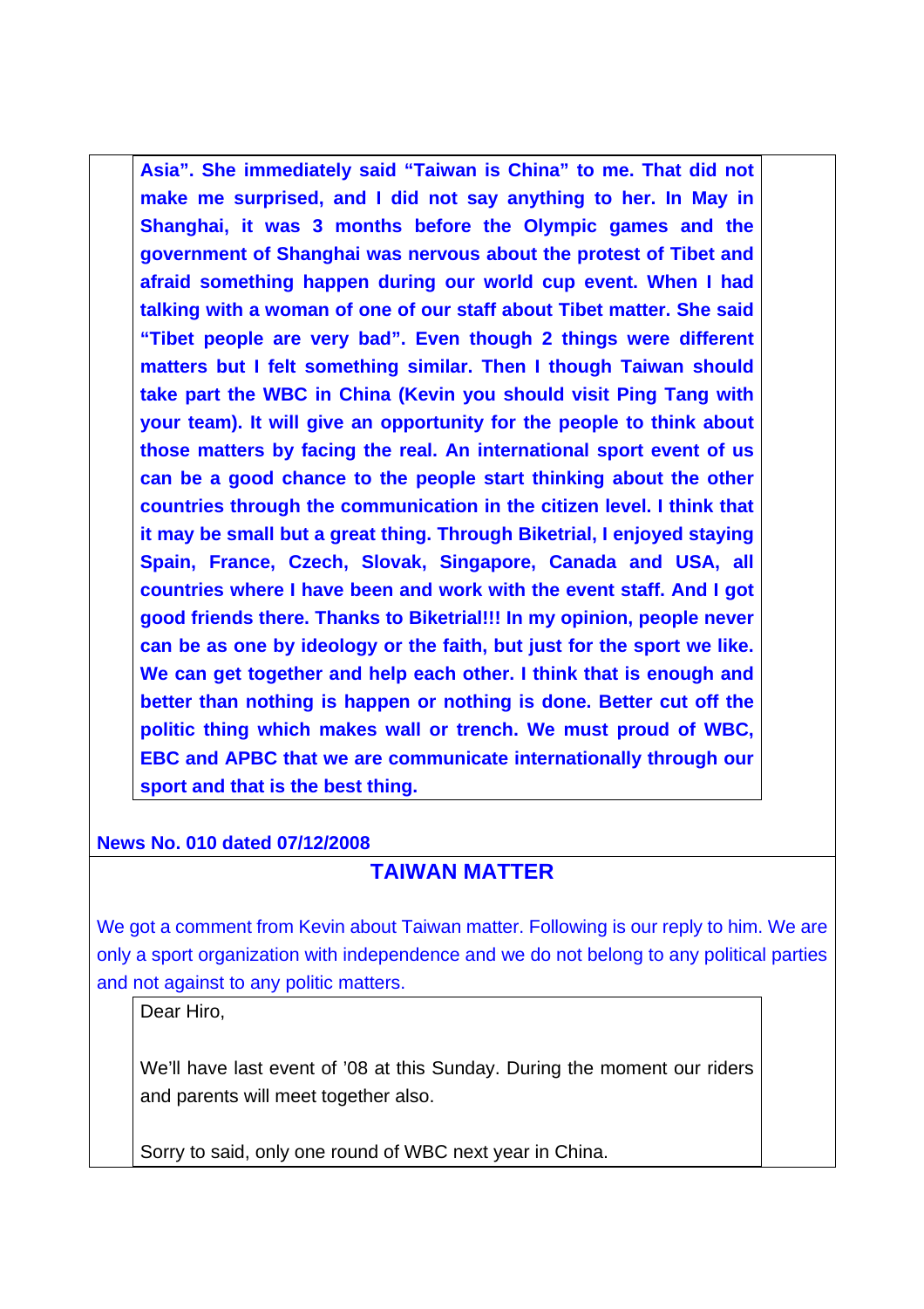**Asia". She immediately said "Taiwan is China" to me. That did not make me surprised, and I did not say anything to her. In May in Shanghai, it was 3 months before the Olympic games and the government of Shanghai was nervous about the protest of Tibet and afraid something happen during our world cup event. When I had talking with a woman of one of our staff about Tibet matter. She said "Tibet people are very bad". Even though 2 things were different matters but I felt something similar. Then I though Taiwan should take part the WBC in China (Kevin you should visit Ping Tang with your team). It will give an opportunity for the people to think about those matters by facing the real. An international sport event of us can be a good chance to the people start thinking about the other countries through the communication in the citizen level. I think that it may be small but a great thing. Through Biketrial, I enjoyed staying Spain, France, Czech, Slovak, Singapore, Canada and USA, all countries where I have been and work with the event staff. And I got good friends there. Thanks to Biketrial!!! In my opinion, people never can be as one by ideology or the faith, but just for the sport we like. We can get together and help each other. I think that is enough and better than nothing is happen or nothing is done. Better cut off the politic thing which makes wall or trench. We must proud of WBC, EBC and APBC that we are communicate internationally through our sport and that is the best thing.**

**News No. 010 dated 07/12/2008**

## TAIWAN MATTER

We got a comment from Kevin about Taiwan matter. Following is our reply to him. We are only a sport organization with independence and we do not belong to any political parties and not against to any politic matters.

Dear Hiro,

We'll have last event of '08 at this Sunday. During the moment our riders and parents will meet together also.

Sorry to said, only one round of WBC next year in China.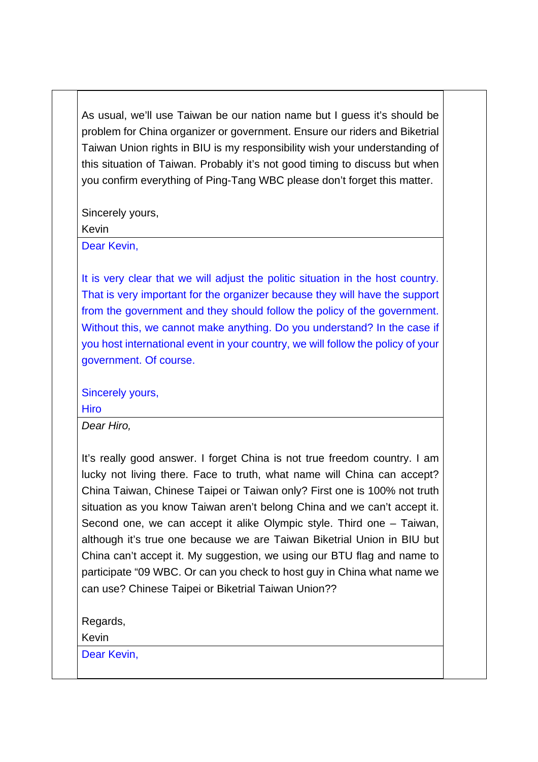As usual, we'll use Taiwan be our nation name but I guess it's should be problem for China organizer or government. Ensure our riders and Biketrial Taiwan Union rights in BIU is my responsibility wish your understanding of this situation of Taiwan. Probably it's not good timing to discuss but when you confirm everything of Ping-Tang WBC please don't forget this matter.

Sincerely yours,
Kevin

Dear Kevin,

It is very clear that we will adjust the politic situation in the host country. That is very important for the organizer because they will have the support from the government and they should follow the policy of the government. Without this, we cannot make anything. Do you understand? In the case if you host international event in your country, we will follow the policy of your government. Of course.

Sincerely yours,
Hiro

*Dear Hiro,*

It's really good answer. I forget China is not true freedom country. I am lucky not living there. Face to truth, what name will China can accept? China Taiwan, Chinese Taipei or Taiwan only? First one is 100% not truth situation as you know Taiwan aren't belong China and we can't accept it. Second one, we can accept it alike Olympic style. Third one – Taiwan, although it's true one because we are Taiwan Biketrial Union in BIU but China can't accept it. My suggestion, we using our BTU flag and name to participate "09 WBC. Or can you check to host guy in China what name we can use? Chinese Taipei or Biketrial Taiwan Union??

Regards,
Kevin

Dear Kevin,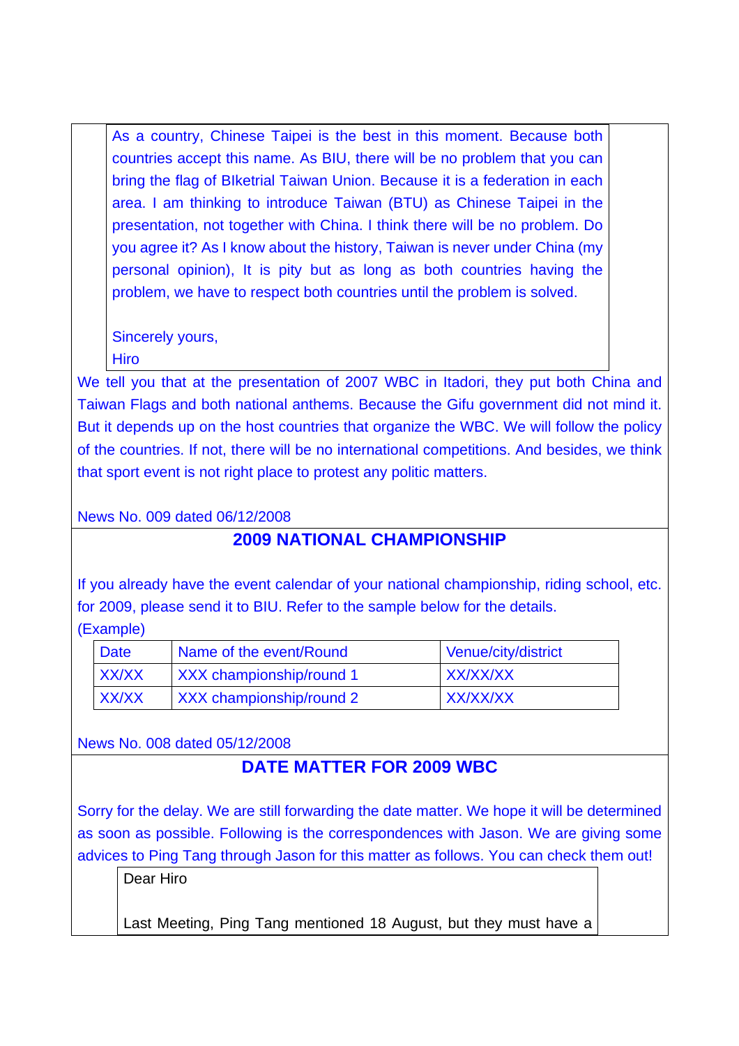> As a country, Chinese Taipei is the best in this moment. Because both countries accept this name. As BIU, there will be no problem that you can bring the flag of BIketrial Taiwan Union. Because it is a federation in each area. I am thinking to introduce Taiwan (BTU) as Chinese Taipei in the presentation, not together with China. I think there will be no problem. Do you agree it? As I know about the history, Taiwan is never under China (my personal opinion), It is pity but as long as both countries having the problem, we have to respect both countries until the problem is solved.
>
> Sincerely yours,
> Hiro

We tell you that at the presentation of 2007 WBC in Itadori, they put both China and Taiwan Flags and both national anthems. Because the Gifu government did not mind it. But it depends up on the host countries that organize the WBC. We will follow the policy of the countries. If not, there will be no international competitions. And besides, we think that sport event is not right place to protest any politic matters.

News No. 009 dated 06/12/2008

## 2009 NATIONAL CHAMPIONSHIP

If you already have the event calendar of your national championship, riding school, etc. for 2009, please send it to BIU. Refer to the sample below for the details.
(Example)

| Date | Name of the event/Round | Venue/city/district |
|---|---|---|
| XX/XX | XXX championship/round 1 | XX/XX/XX |
| XX/XX | XXX championship/round 2 | XX/XX/XX |

News No. 008 dated 05/12/2008

## DATE MATTER FOR 2009 WBC

Sorry for the delay. We are still forwarding the date matter. We hope it will be determined as soon as possible. Following is the correspondences with Jason. We are giving some advices to Ping Tang through Jason for this matter as follows. You can check them out!

> Dear Hiro
>
> Last Meeting, Ping Tang mentioned 18 August, but they must have a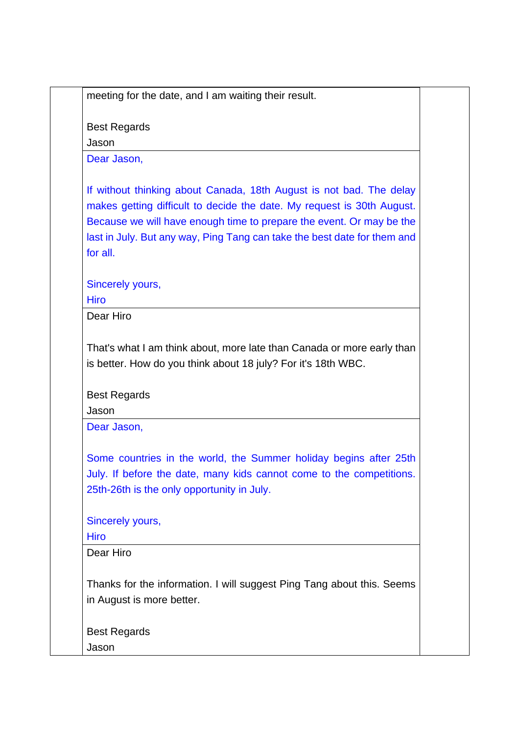meeting for the date, and I am waiting their result.

Best Regards
Jason

Dear Jason,

If without thinking about Canada, 18th August is not bad. The delay makes getting difficult to decide the date. My request is 30th August. Because we will have enough time to prepare the event. Or may be the last in July. But any way, Ping Tang can take the best date for them and for all.

Sincerely yours,
Hiro

Dear Hiro

That's what I am think about, more late than Canada or more early than is better. How do you think about 18 july? For it's 18th WBC.

Best Regards
Jason

Dear Jason,

Some countries in the world, the Summer holiday begins after 25th July. If before the date, many kids cannot come to the competitions. 25th-26th is the only opportunity in July.

Sincerely yours,
Hiro

Dear Hiro

Thanks for the information. I will suggest Ping Tang about this. Seems in August is more better.

Best Regards
Jason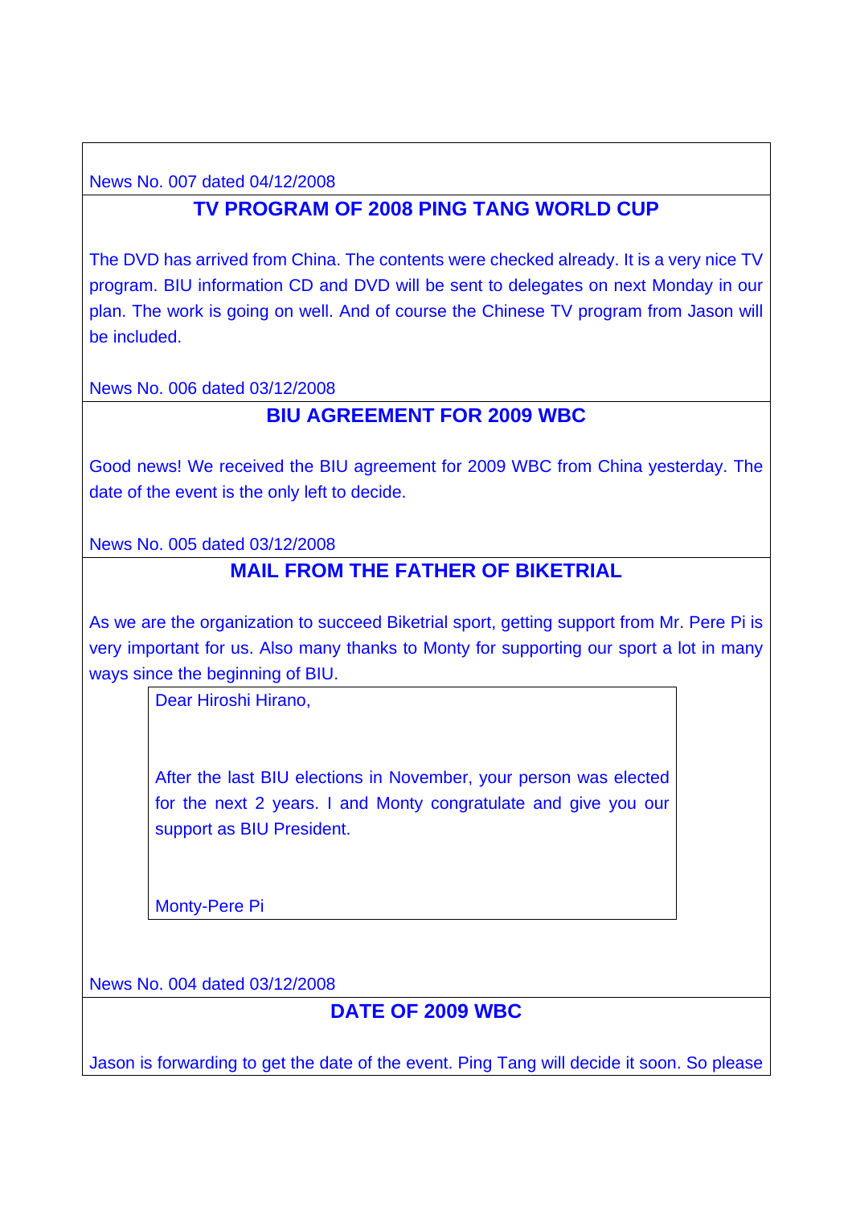News No. 007 dated 04/12/2008

## TV PROGRAM OF 2008 PING TANG WORLD CUP

The DVD has arrived from China. The contents were checked already. It is a very nice TV program. BIU information CD and DVD will be sent to delegates on next Monday in our plan. The work is going on well. And of course the Chinese TV program from Jason will be included.

News No. 006 dated 03/12/2008

## BIU AGREEMENT FOR 2009 WBC

Good news! We received the BIU agreement for 2009 WBC from China yesterday. The date of the event is the only left to decide.

News No. 005 dated 03/12/2008

## MAIL FROM THE FATHER OF BIKETRIAL

As we are the organization to succeed Biketrial sport, getting support from Mr. Pere Pi is very important for us. Also many thanks to Monty for supporting our sport a lot in many ways since the beginning of BIU.

> Dear Hiroshi Hirano,
>
> After the last BIU elections in November, your person was elected for the next 2 years. I and Monty congratulate and give you our support as BIU President.
>
> Monty-Pere Pi

News No. 004 dated 03/12/2008

## DATE OF 2009 WBC

Jason is forwarding to get the date of the event. Ping Tang will decide it soon. So please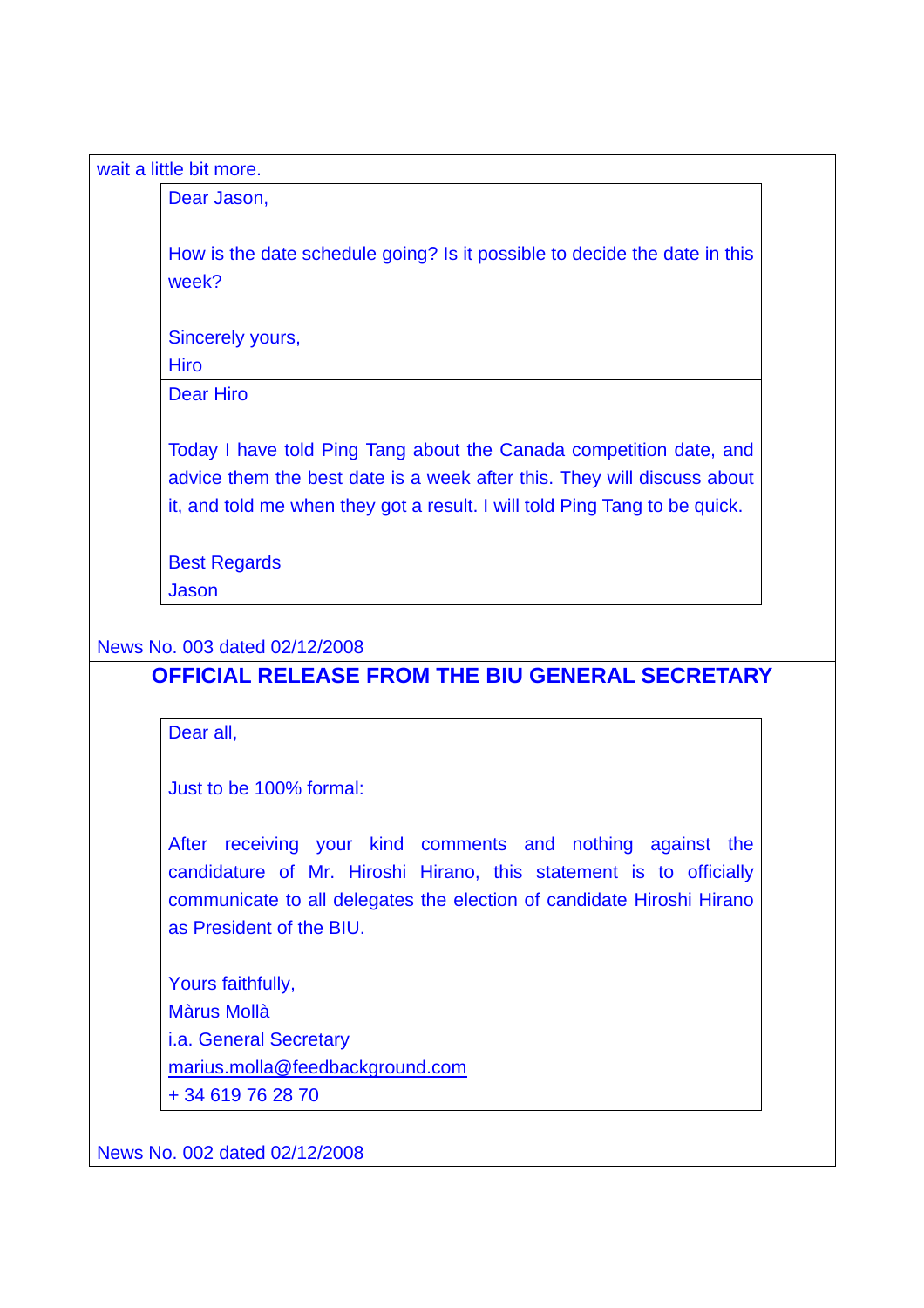wait a little bit more.

> Dear Jason,
>
> How is the date schedule going? Is it possible to decide the date in this week?
>
> Sincerely yours,
> Hiro

> Dear Hiro
>
> Today I have told Ping Tang about the Canada competition date, and advice them the best date is a week after this. They will discuss about it, and told me when they got a result. I will told Ping Tang to be quick.
>
> Best Regards
> Jason

News No. 003 dated 02/12/2008

## OFFICIAL RELEASE FROM THE BIU GENERAL SECRETARY

> Dear all,
>
> Just to be 100% formal:
>
> After receiving your kind comments and nothing against the candidature of Mr. Hiroshi Hirano, this statement is to officially communicate to all delegates the election of candidate Hiroshi Hirano as President of the BIU.
>
> Yours faithfully,
> Màrus Mollà
> i.a. General Secretary
> marius.molla@feedbackground.com
> + 34 619 76 28 70

News No. 002 dated 02/12/2008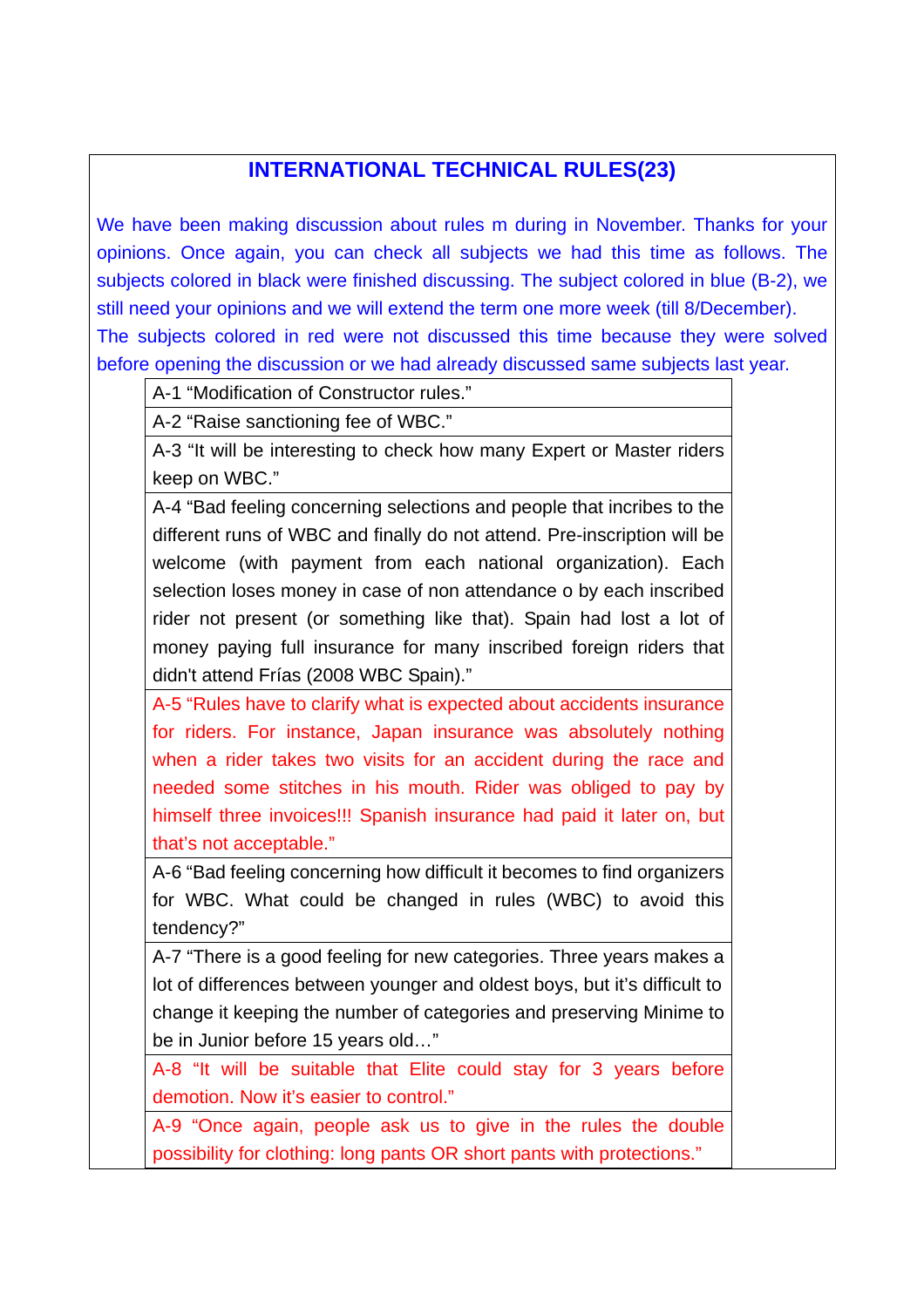## INTERNATIONAL TECHNICAL RULES(23)

We have been making discussion about rules m during in November. Thanks for your opinions. Once again, you can check all subjects we had this time as follows. The subjects colored in black were finished discussing. The subject colored in blue (B-2), we still need your opinions and we will extend the term one more week (till 8/December). The subjects colored in red were not discussed this time because they were solved before opening the discussion or we had already discussed same subjects last year.

| |
|---|
| A-1 “Modification of Constructor rules.” |
| A-2 “Raise sanctioning fee of WBC.” |
| A-3 “It will be interesting to check how many Expert or Master riders keep on WBC.” |
| A-4 “Bad feeling concerning selections and people that incribes to the different runs of WBC and finally do not attend. Pre-inscription will be welcome (with payment from each national organization). Each selection loses money in case of non attendance o by each inscribed rider not present (or something like that). Spain had lost a lot of money paying full insurance for many inscribed foreign riders that didn't attend Frías (2008 WBC Spain).” |
| A-5 “Rules have to clarify what is expected about accidents insurance for riders. For instance, Japan insurance was absolutely nothing when a rider takes two visits for an accident during the race and needed some stitches in his mouth. Rider was obliged to pay by himself three invoices!!! Spanish insurance had paid it later on, but that’s not acceptable.” |
| A-6 “Bad feeling concerning how difficult it becomes to find organizers for WBC. What could be changed in rules (WBC) to avoid this tendency?” |
| A-7 “There is a good feeling for new categories. Three years makes a lot of differences between younger and oldest boys, but it’s difficult to change it keeping the number of categories and preserving Minime to be in Junior before 15 years old…” |
| A-8 “It will be suitable that Elite could stay for 3 years before demotion. Now it’s easier to control.” |
| A-9 “Once again, people ask us to give in the rules the double possibility for clothing: long pants OR short pants with protections.” |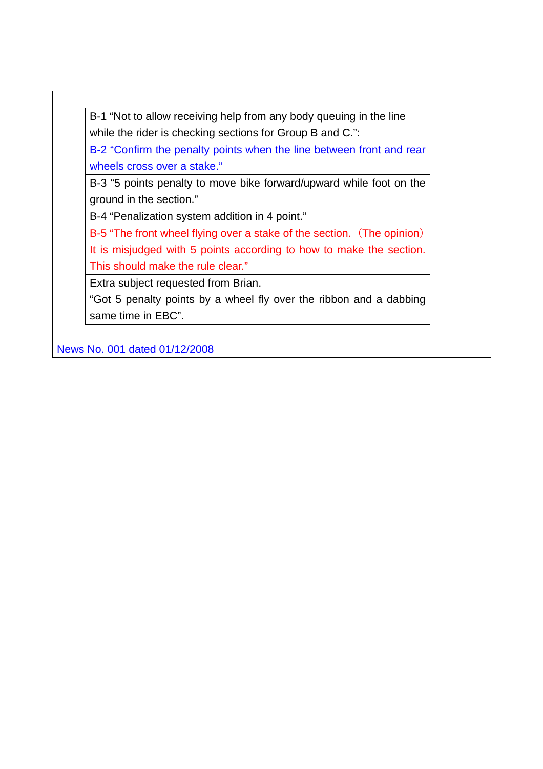| |
|---|
| B-1 “Not to allow receiving help from any body queuing in the line while the rider is checking sections for Group B and C.”: |
| B-2 “Confirm the penalty points when the line between front and rear wheels cross over a stake.” |
| B-3 “5 points penalty to move bike forward/upward while foot on the ground in the section.” |
| B-4 “Penalization system addition in 4 point.” |
| B-5 “The front wheel flying over a stake of the section.（The opinion）It is misjudged with 5 points according to how to make the section. This should make the rule clear.” |
| Extra subject requested from Brian. “Got 5 penalty points by a wheel fly over the ribbon and a dabbing same time in EBC”. |

News No. 001 dated 01/12/2008